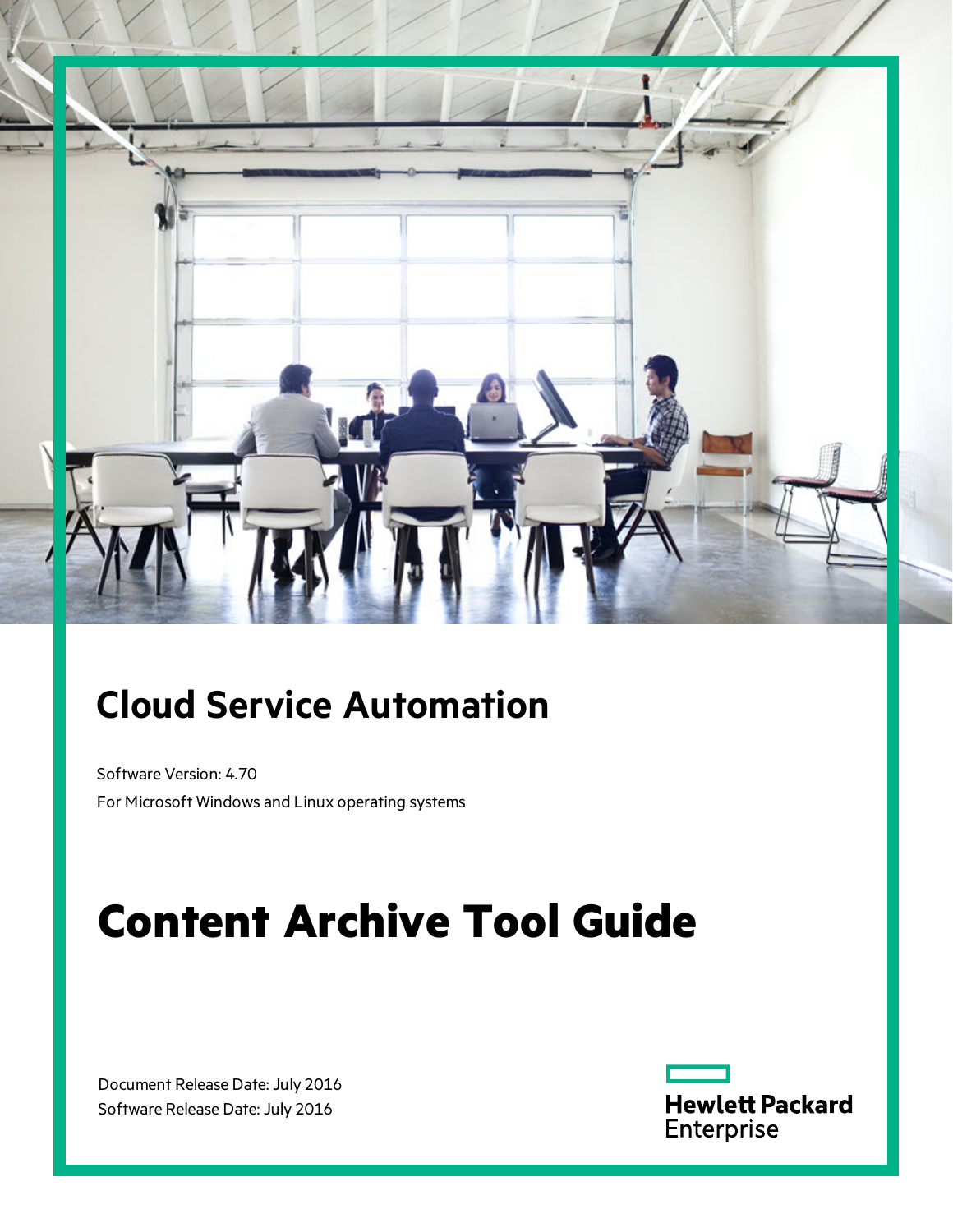# Cloud Service Automation

Software Version: 4.70

For Microsoft Windows and Linux operating systems

# Content Archive Tool Guide

Document Release Date: July 2016

Software Release Date: July 2016

Hewlett Packard Enterprise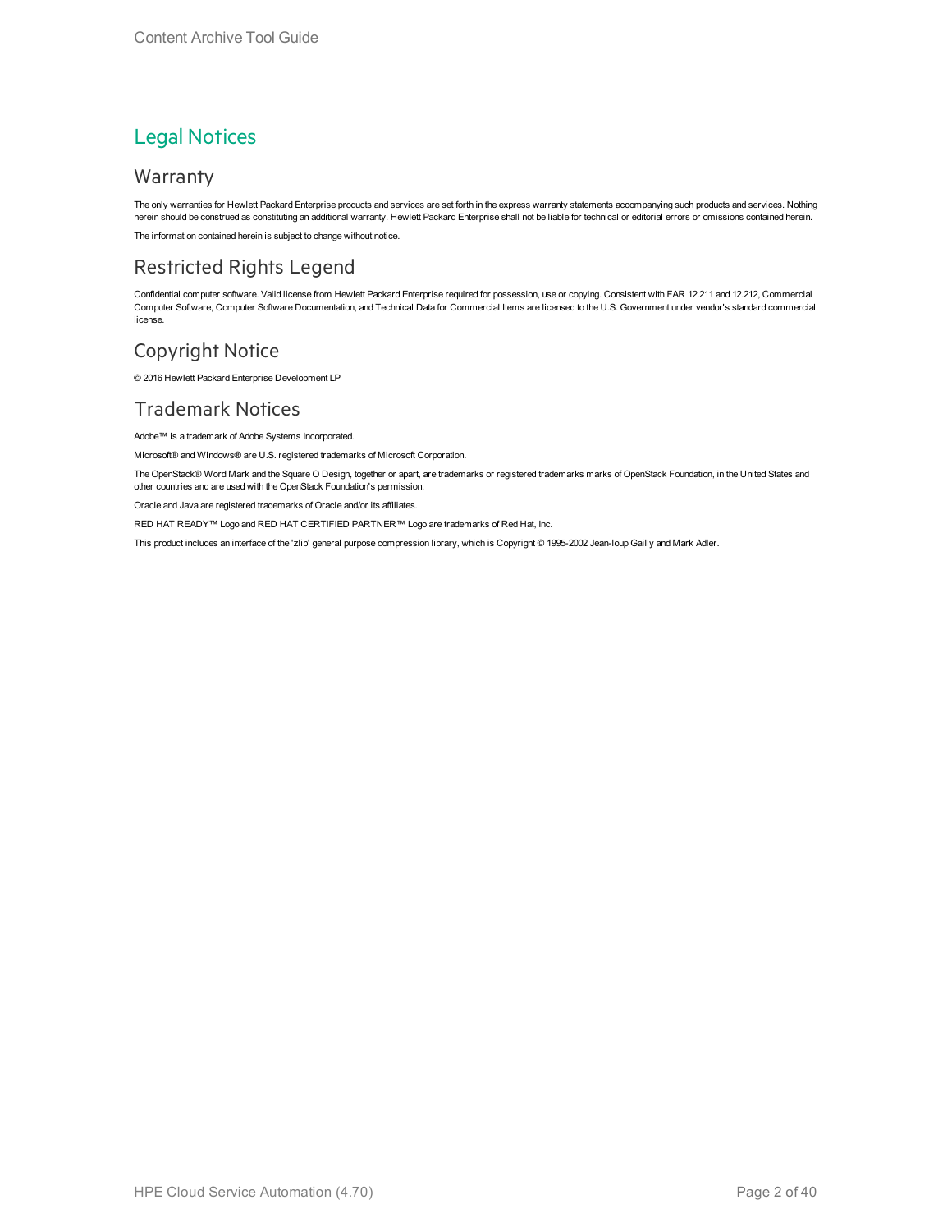# Legal Notices

## Warranty

The only warranties for Hewlett Packard Enterprise products and services are set forth in the express warranty statements accompanying such products and services. Nothing herein should be construed as constituting an additional warranty. Hewlett Packard Enterprise shall not be liable for technical or editorial errors or omissions contained herein.

The information contained herein is subject to change without notice.

## Restricted Rights Legend

Confidential computer software. Valid license from Hewlett Packard Enterprise required for possession, use or copying. Consistent with FAR 12.211 and 12.212, Commercial Computer Software, Computer Software Documentation, and Technical Data for Commercial Items are licensed to the U.S. Government under vendor's standard commercial license.

## Copyright Notice

© 2016 Hewlett Packard Enterprise Development LP

## Trademark Notices

Adobe™ is a trademark of Adobe Systems Incorporated.

Microsoft® and Windows® are U.S. registered trademarks of Microsoft Corporation.

The OpenStack® Word Mark and the Square O Design, together or apart, are trademarks or registered trademarks marks of OpenStack Foundation, in the United States and other countries and are used with the OpenStack Foundation's permission.

Oracle and Java are registered trademarks of Oracle and/or its affiliates.

RED HAT READY™ Logo and RED HAT CERTIFIED PARTNER™ Logo are trademarks of Red Hat, Inc.

This product includes an interface of the 'zlib' general purpose compression library, which is Copyright © 1995-2002 Jean-loup Gailly and Mark Adler.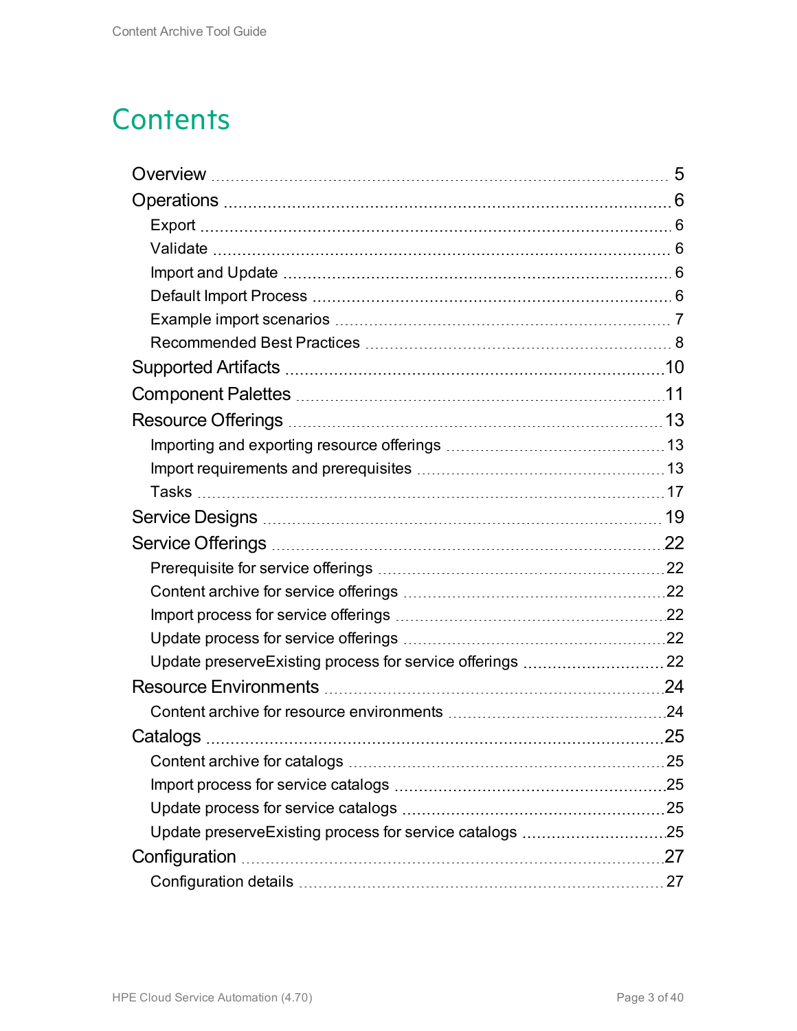# Contents

- Overview ... 5
- Operations ... 6
  - Export ... 6
  - Validate ... 6
  - Import and Update ... 6
  - Default Import Process ... 6
  - Example import scenarios ... 7
  - Recommended Best Practices ... 8
- Supported Artifacts ... 10
- Component Palettes ... 11
- Resource Offerings ... 13
  - Importing and exporting resource offerings ... 13
  - Import requirements and prerequisites ... 13
  - Tasks ... 17
- Service Designs ... 19
- Service Offerings ... 22
  - Prerequisite for service offerings ... 22
  - Content archive for service offerings ... 22
  - Import process for service offerings ... 22
  - Update process for service offerings ... 22
  - Update preserveExisting process for service offerings ... 22
- Resource Environments ... 24
  - Content archive for resource environments ... 24
- Catalogs ... 25
  - Content archive for catalogs ... 25
  - Import process for service catalogs ... 25
  - Update process for service catalogs ... 25
  - Update preserveExisting process for service catalogs ... 25
- Configuration ... 27
  - Configuration details ... 27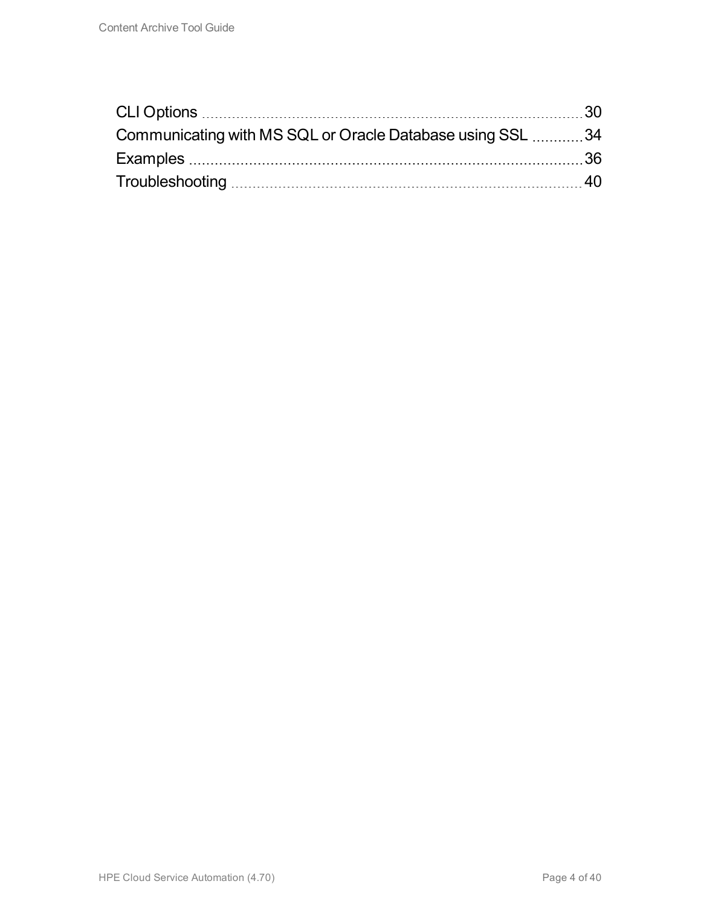CLI Options 30
Communicating with MS SQL or Oracle Database using SSL 34
Examples 36
Troubleshooting 40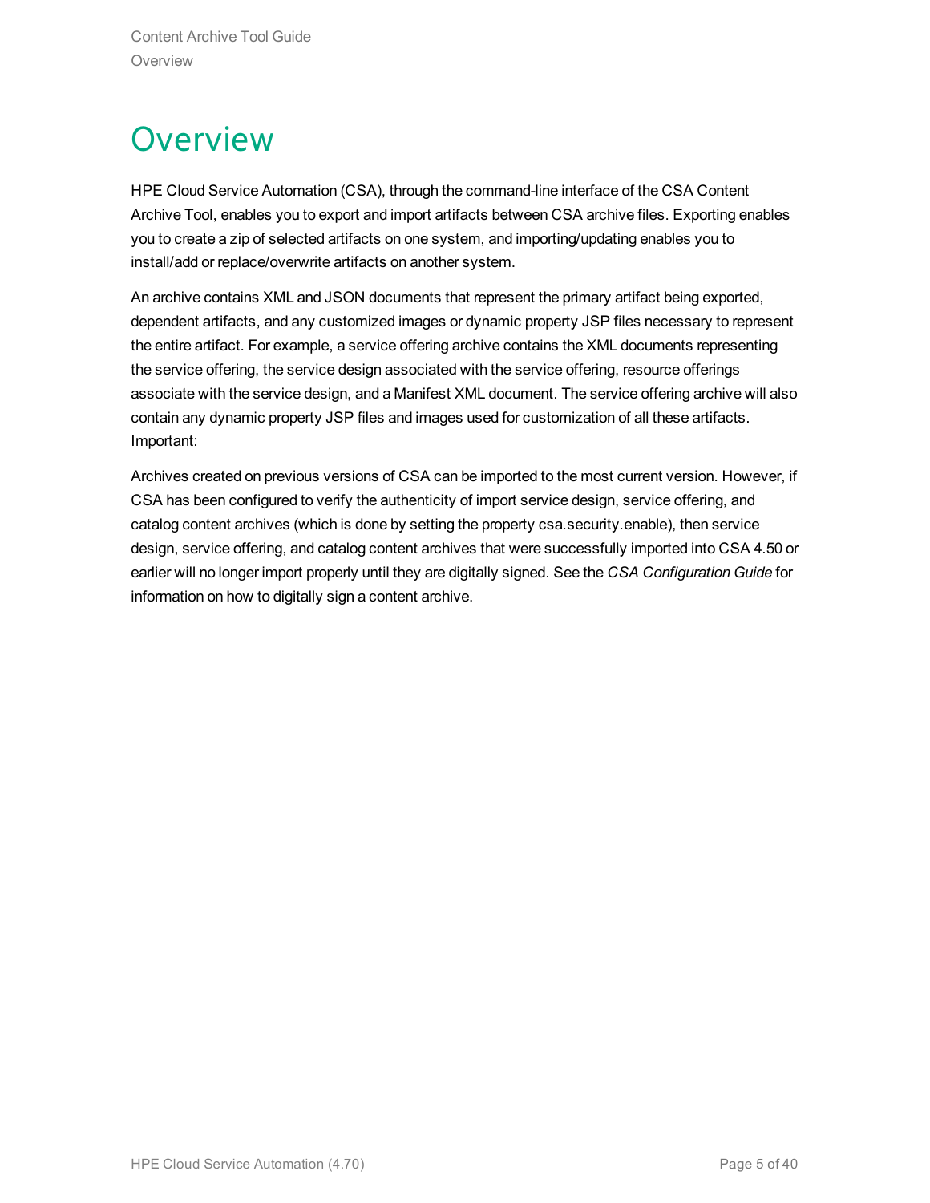# Overview

HPE Cloud Service Automation (CSA), through the command-line interface of the CSA Content Archive Tool, enables you to export and import artifacts between CSA archive files. Exporting enables you to create a zip of selected artifacts on one system, and importing/updating enables you to install/add or replace/overwrite artifacts on another system.

An archive contains XML and JSON documents that represent the primary artifact being exported, dependent artifacts, and any customized images or dynamic property JSP files necessary to represent the entire artifact. For example, a service offering archive contains the XML documents representing the service offering, the service design associated with the service offering, resource offerings associate with the service design, and a Manifest XML document. The service offering archive will also contain any dynamic property JSP files and images used for customization of all these artifacts. Important:

Archives created on previous versions of CSA can be imported to the most current version. However, if CSA has been configured to verify the authenticity of import service design, service offering, and catalog content archives (which is done by setting the property csa.security.enable), then service design, service offering, and catalog content archives that were successfully imported into CSA 4.50 or earlier will no longer import properly until they are digitally signed. See the *CSA Configuration Guide* for information on how to digitally sign a content archive.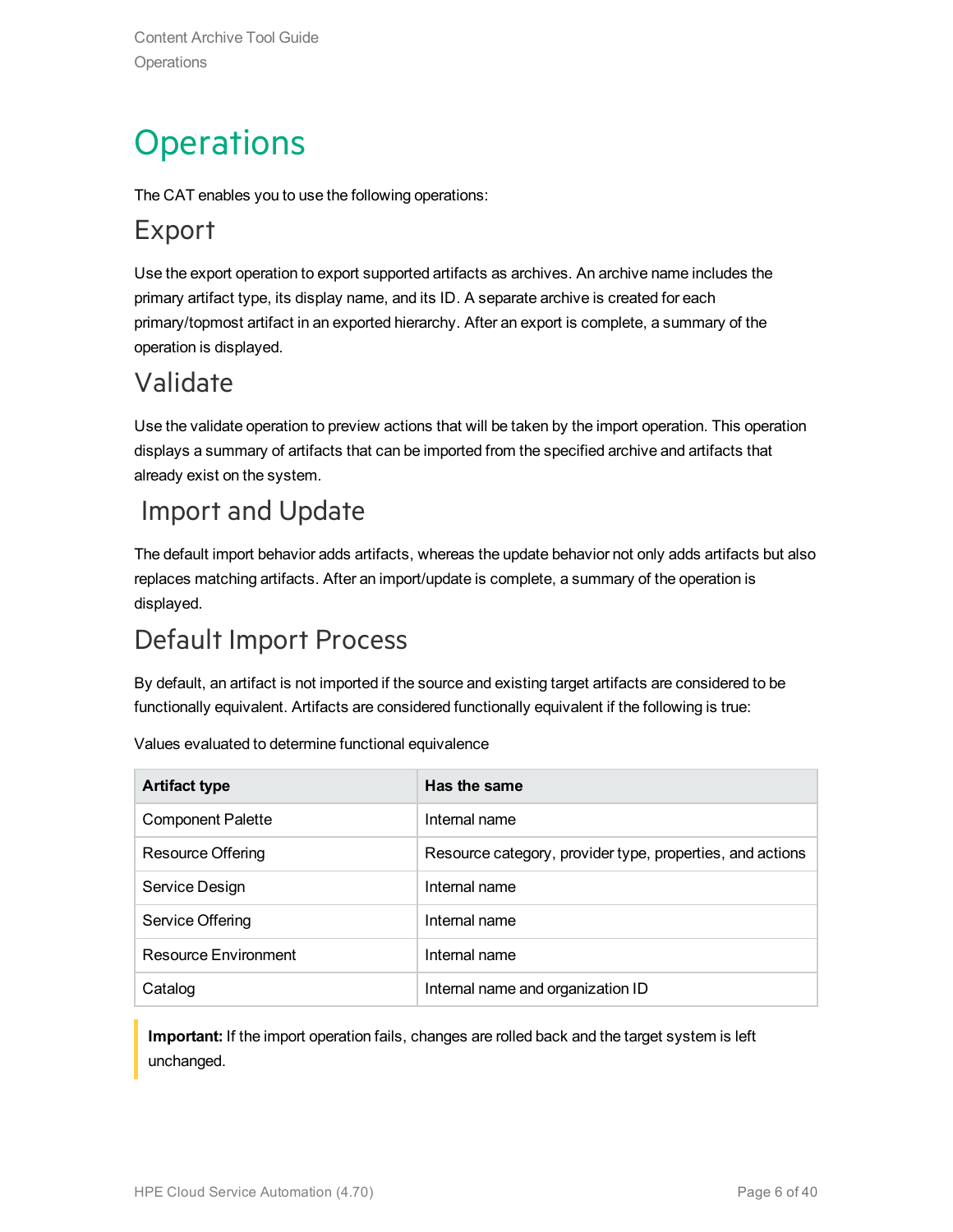# Operations

The CAT enables you to use the following operations:

## Export

Use the export operation to export supported artifacts as archives. An archive name includes the primary artifact type, its display name, and its ID. A separate archive is created for each primary/topmost artifact in an exported hierarchy. After an export is complete, a summary of the operation is displayed.

## Validate

Use the validate operation to preview actions that will be taken by the import operation. This operation displays a summary of artifacts that can be imported from the specified archive and artifacts that already exist on the system.

## Import and Update

The default import behavior adds artifacts, whereas the update behavior not only adds artifacts but also replaces matching artifacts. After an import/update is complete, a summary of the operation is displayed.

## Default Import Process

By default, an artifact is not imported if the source and existing target artifacts are considered to be functionally equivalent. Artifacts are considered functionally equivalent if the following is true:

Values evaluated to determine functional equivalence

| Artifact type | Has the same |
| --- | --- |
| Component Palette | Internal name |
| Resource Offering | Resource category, provider type, properties, and actions |
| Service Design | Internal name |
| Service Offering | Internal name |
| Resource Environment | Internal name |
| Catalog | Internal name and organization ID |

> **Important:** If the import operation fails, changes are rolled back and the target system is left unchanged.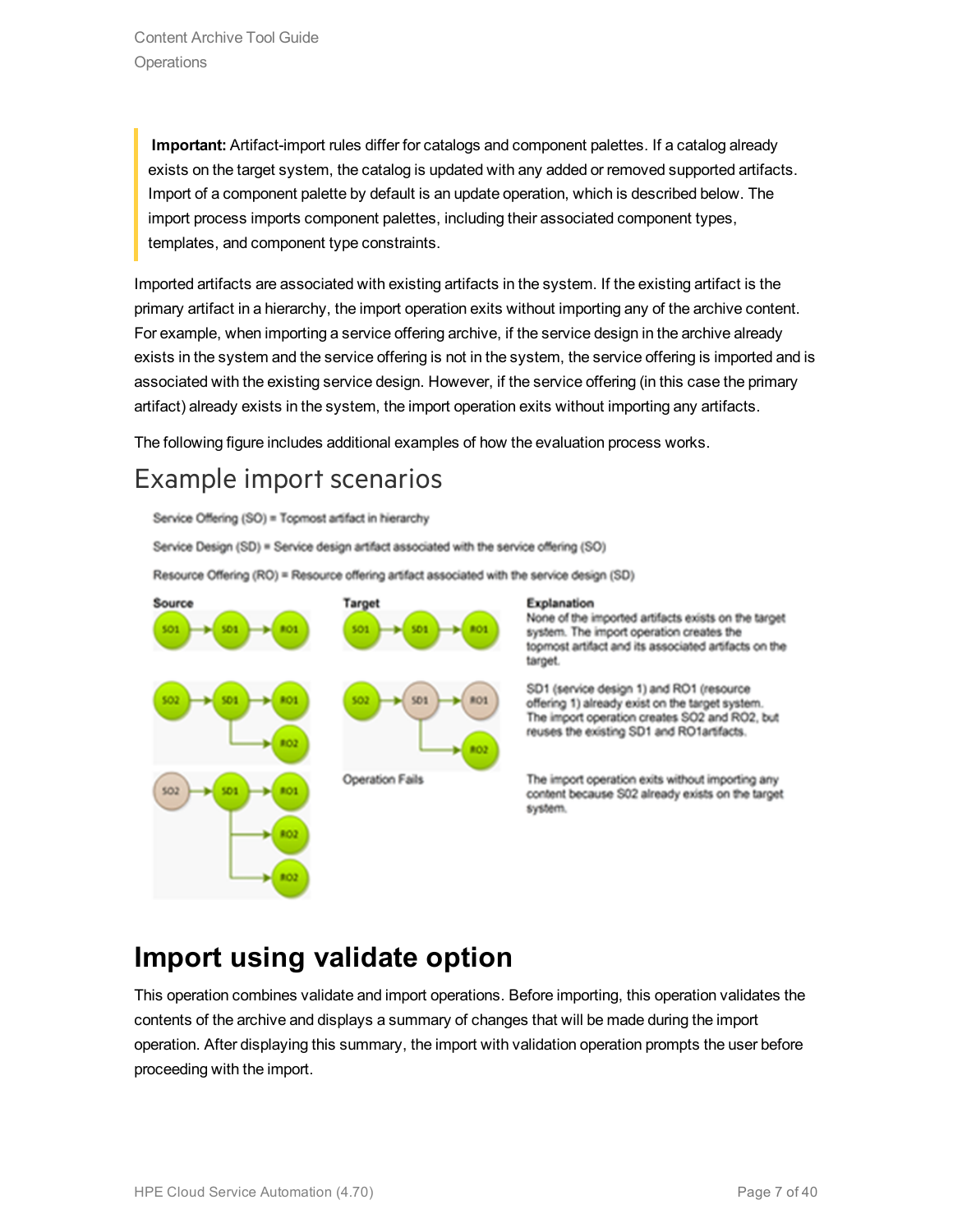> **Important:** Artifact-import rules differ for catalogs and component palettes. If a catalog already exists on the target system, the catalog is updated with any added or removed supported artifacts. Import of a component palette by default is an update operation, which is described below. The import process imports component palettes, including their associated component types, templates, and component type constraints.

Imported artifacts are associated with existing artifacts in the system. If the existing artifact is the primary artifact in a hierarchy, the import operation exits without importing any of the archive content. For example, when importing a service offering archive, if the service design in the archive already exists in the system and the service offering is not in the system, the service offering is imported and is associated with the existing service design. However, if the service offering (in this case the primary artifact) already exists in the system, the import operation exits without importing any artifacts.

The following figure includes additional examples of how the evaluation process works.

## Example import scenarios

Service Offering (SO) = Topmost artifact in hierarchy

Service Design (SD) = Service design artifact associated with the service offering (SO)

Resource Offering (RO) = Resource offering artifact associated with the service design (SD)

| Source | Target | Explanation |
| --- | --- | --- |
| SO1 → SD1 → RO1 | SO1 → SD1 → RO1 | None of the imported artifacts exists on the target system. The import operation creates the topmost artifact and its associated artifacts on the target. |
| SO2 → SD1 → RO1, RO2 | SO2 → SD1 → RO1, RO2 | SD1 (service design 1) and RO1 (resource offering 1) already exist on the target system. The import operation creates SO2 and RO2, but reuses the existing SD1 and RO1artifacts. |
| SO2 → SD1 → RO1, RO2, RO2 | Operation Fails | The import operation exits without importing any content because S02 already exists on the target system. |

# Import using validate option

This operation combines validate and import operations. Before importing, this operation validates the contents of the archive and displays a summary of changes that will be made during the import operation. After displaying this summary, the import with validation operation prompts the user before proceeding with the import.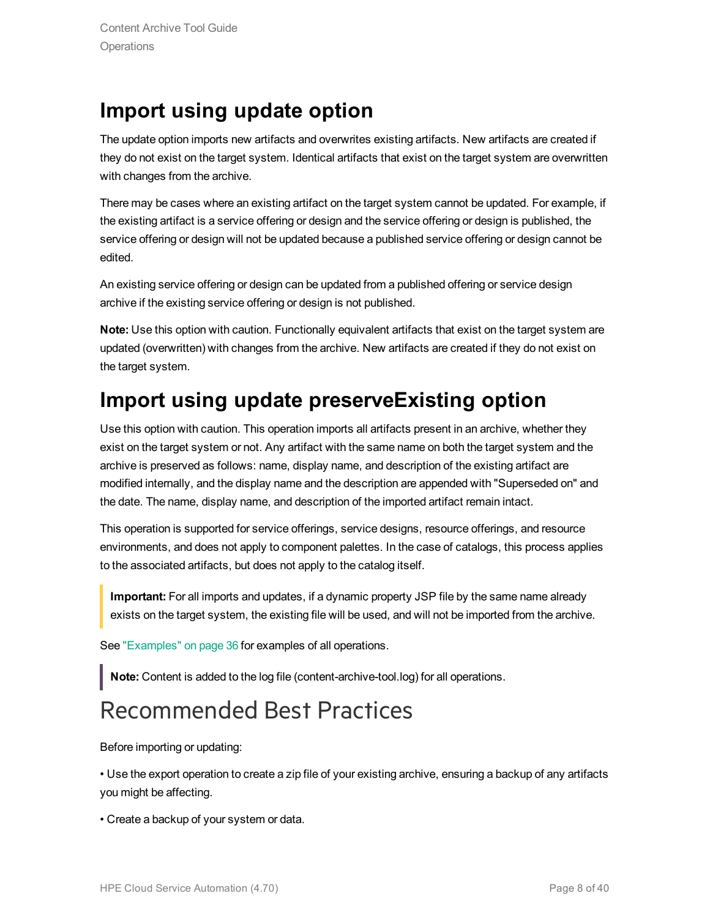## Import using update option

The update option imports new artifacts and overwrites existing artifacts. New artifacts are created if they do not exist on the target system. Identical artifacts that exist on the target system are overwritten with changes from the archive.

There may be cases where an existing artifact on the target system cannot be updated. For example, if the existing artifact is a service offering or design and the service offering or design is published, the service offering or design will not be updated because a published service offering or design cannot be edited.

An existing service offering or design can be updated from a published offering or service design archive if the existing service offering or design is not published.

**Note:** Use this option with caution. Functionally equivalent artifacts that exist on the target system are updated (overwritten) with changes from the archive. New artifacts are created if they do not exist on the target system.

## Import using update preserveExisting option

Use this option with caution. This operation imports all artifacts present in an archive, whether they exist on the target system or not. Any artifact with the same name on both the target system and the archive is preserved as follows: name, display name, and description of the existing artifact are modified internally, and the display name and the description are appended with "Superseded on" and the date. The name, display name, and description of the imported artifact remain intact.

This operation is supported for service offerings, service designs, resource offerings, and resource environments, and does not apply to component palettes. In the case of catalogs, this process applies to the associated artifacts, but does not apply to the catalog itself.

> **Important:** For all imports and updates, if a dynamic property JSP file by the same name already exists on the target system, the existing file will be used, and will not be imported from the archive.

See "Examples" on page 36 for examples of all operations.

> **Note:** Content is added to the log file (content-archive-tool.log) for all operations.

# Recommended Best Practices

Before importing or updating:

- Use the export operation to create a zip file of your existing archive, ensuring a backup of any artifacts you might be affecting.
- Create a backup of your system or data.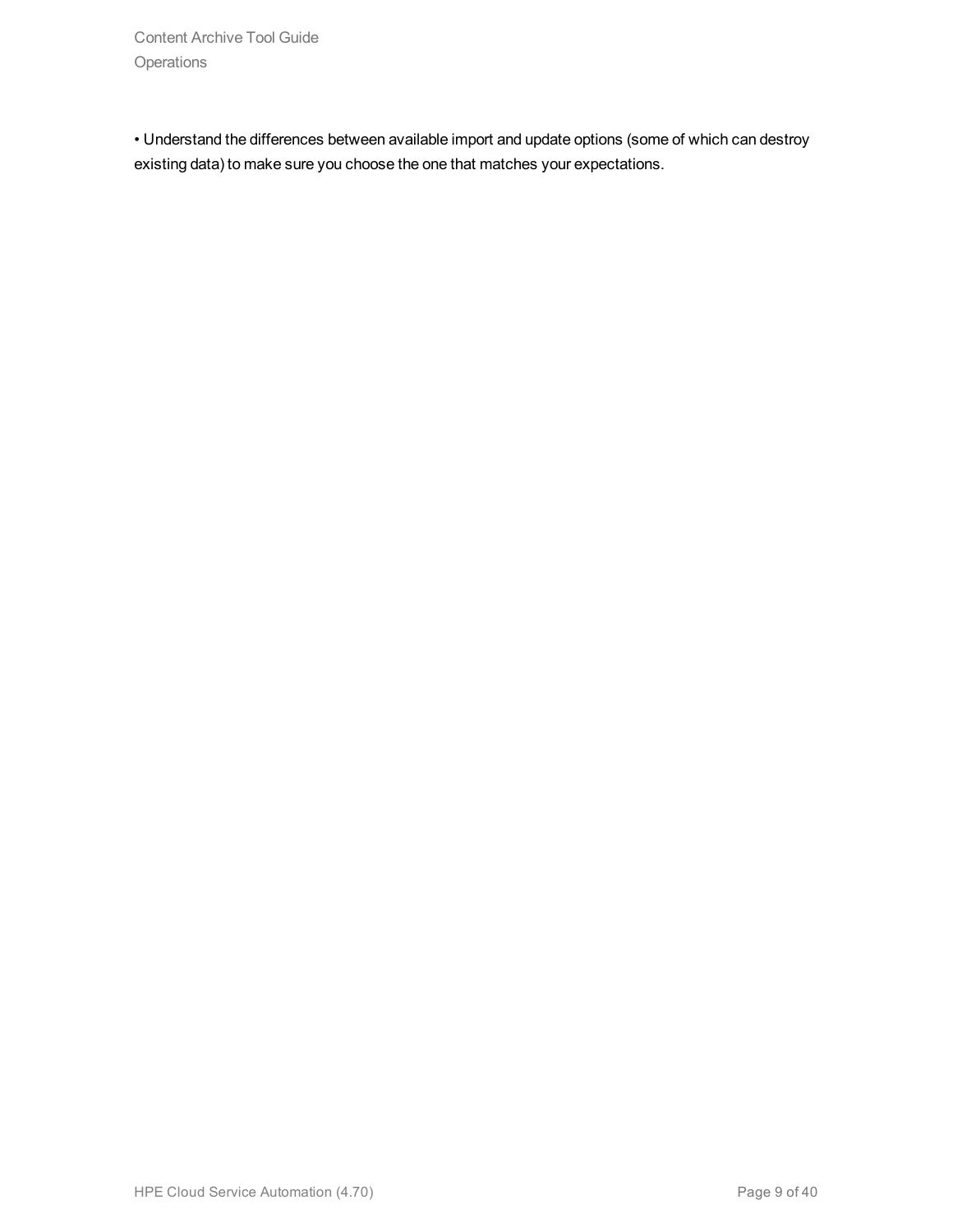- Understand the differences between available import and update options (some of which can destroy existing data) to make sure you choose the one that matches your expectations.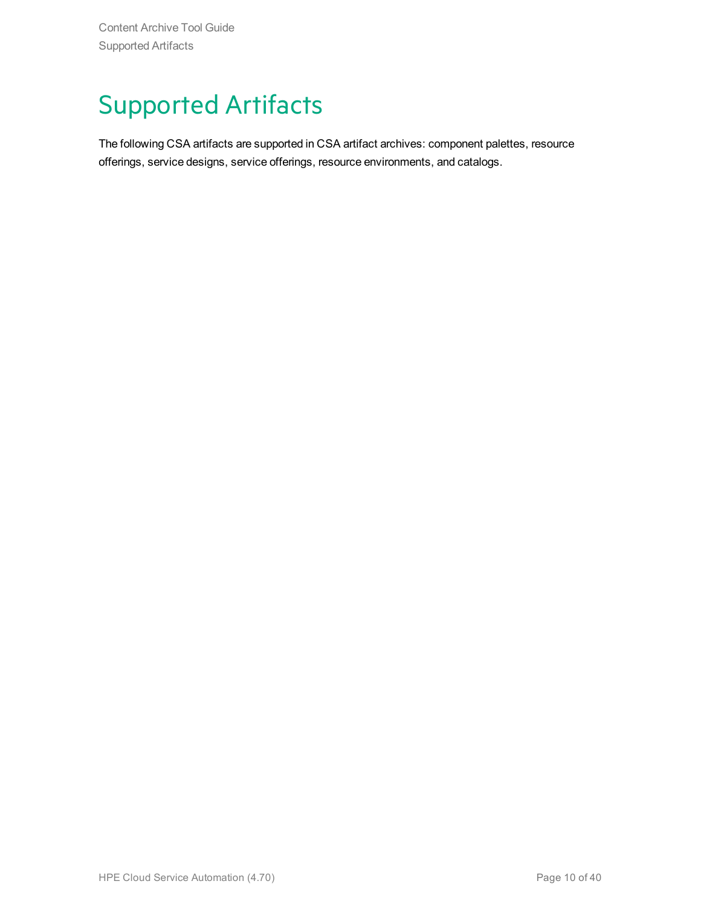# Supported Artifacts

The following CSA artifacts are supported in CSA artifact archives: component palettes, resource offerings, service designs, service offerings, resource environments, and catalogs.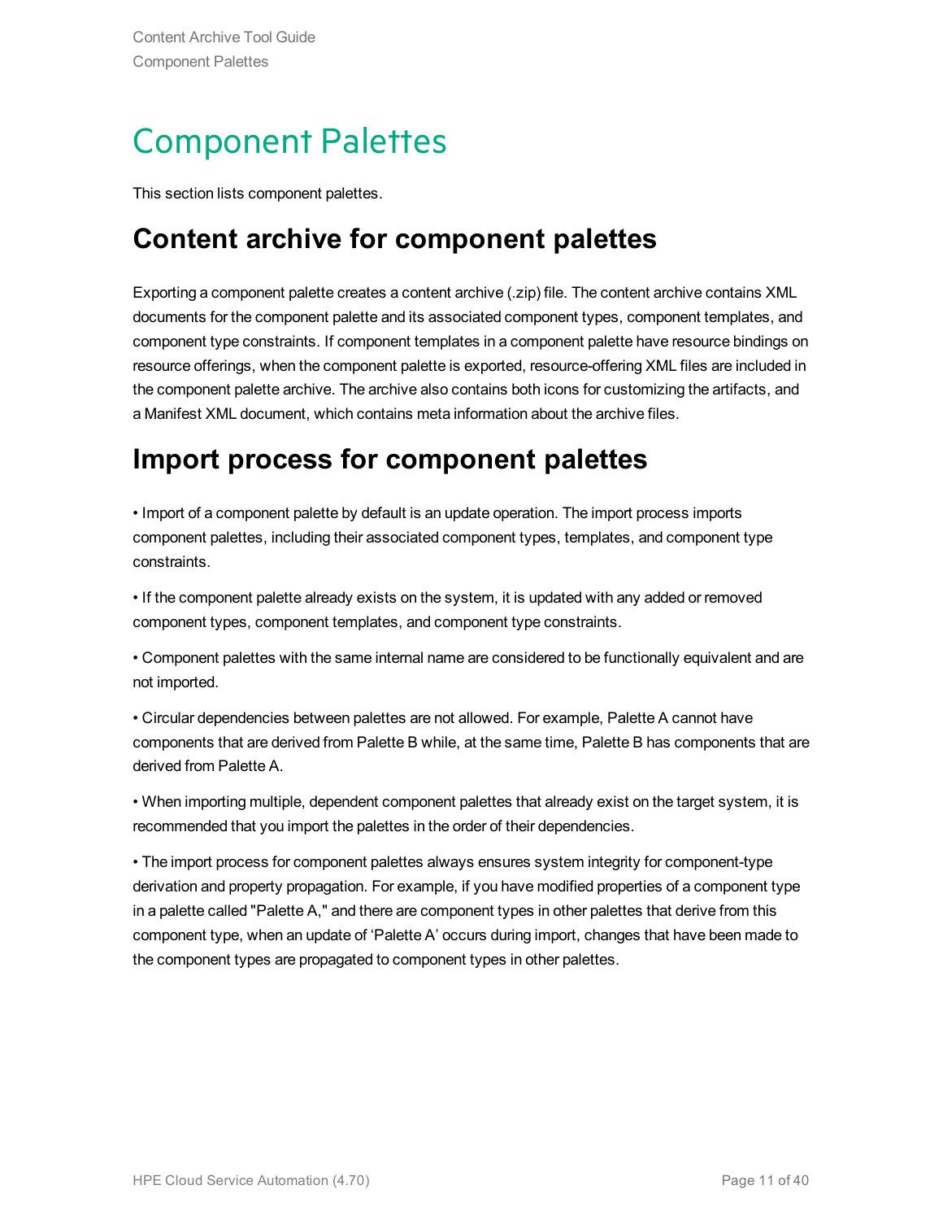# Component Palettes

This section lists component palettes.

## Content archive for component palettes

Exporting a component palette creates a content archive (.zip) file. The content archive contains XML documents for the component palette and its associated component types, component templates, and component type constraints. If component templates in a component palette have resource bindings on resource offerings, when the component palette is exported, resource-offering XML files are included in the component palette archive. The archive also contains both icons for customizing the artifacts, and a Manifest XML document, which contains meta information about the archive files.

## Import process for component palettes

• Import of a component palette by default is an update operation. The import process imports component palettes, including their associated component types, templates, and component type constraints.

• If the component palette already exists on the system, it is updated with any added or removed component types, component templates, and component type constraints.

• Component palettes with the same internal name are considered to be functionally equivalent and are not imported.

• Circular dependencies between palettes are not allowed. For example, Palette A cannot have components that are derived from Palette B while, at the same time, Palette B has components that are derived from Palette A.

• When importing multiple, dependent component palettes that already exist on the target system, it is recommended that you import the palettes in the order of their dependencies.

• The import process for component palettes always ensures system integrity for component-type derivation and property propagation. For example, if you have modified properties of a component type in a palette called "Palette A," and there are component types in other palettes that derive from this component type, when an update of 'Palette A' occurs during import, changes that have been made to the component types are propagated to component types in other palettes.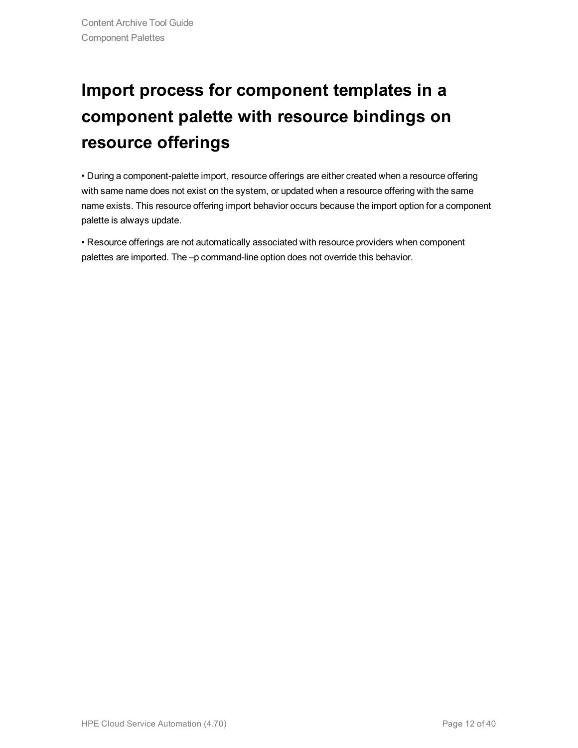# Import process for component templates in a component palette with resource bindings on resource offerings

- During a component-palette import, resource offerings are either created when a resource offering with same name does not exist on the system, or updated when a resource offering with the same name exists. This resource offering import behavior occurs because the import option for a component palette is always update.
- Resource offerings are not automatically associated with resource providers when component palettes are imported. The –p command-line option does not override this behavior.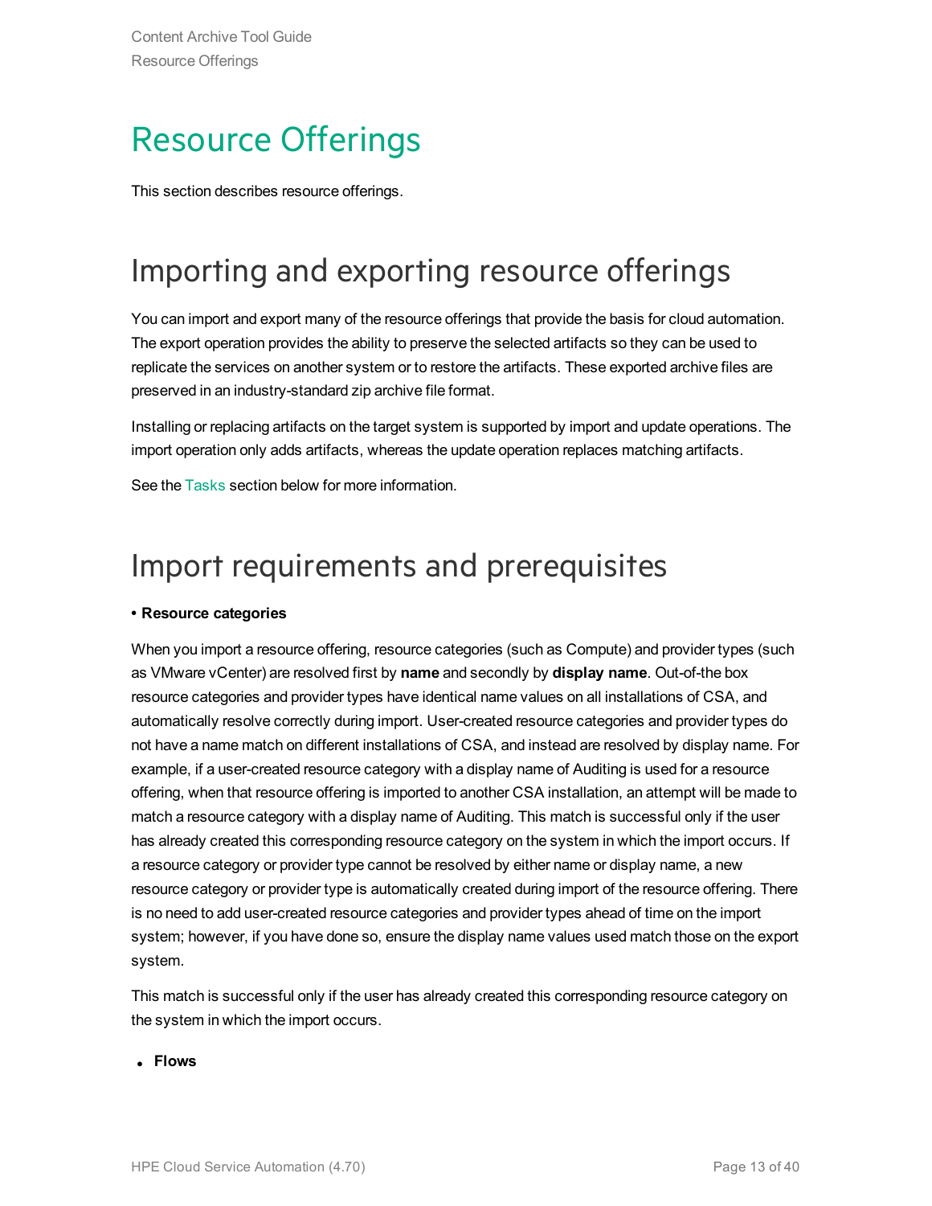# Resource Offerings

This section describes resource offerings.

## Importing and exporting resource offerings

You can import and export many of the resource offerings that provide the basis for cloud automation. The export operation provides the ability to preserve the selected artifacts so they can be used to replicate the services on another system or to restore the artifacts. These exported archive files are preserved in an industry-standard zip archive file format.

Installing or replacing artifacts on the target system is supported by import and update operations. The import operation only adds artifacts, whereas the update operation replaces matching artifacts.

See the Tasks section below for more information.

## Import requirements and prerequisites

**• Resource categories**

When you import a resource offering, resource categories (such as Compute) and provider types (such as VMware vCenter) are resolved first by **name** and secondly by **display name**. Out-of-the box resource categories and provider types have identical name values on all installations of CSA, and automatically resolve correctly during import. User-created resource categories and provider types do not have a name match on different installations of CSA, and instead are resolved by display name. For example, if a user-created resource category with a display name of Auditing is used for a resource offering, when that resource offering is imported to another CSA installation, an attempt will be made to match a resource category with a display name of Auditing. This match is successful only if the user has already created this corresponding resource category on the system in which the import occurs. If a resource category or provider type cannot be resolved by either name or display name, a new resource category or provider type is automatically created during import of the resource offering. There is no need to add user-created resource categories and provider types ahead of time on the import system; however, if you have done so, ensure the display name values used match those on the export system.

This match is successful only if the user has already created this corresponding resource category on the system in which the import occurs.

- **Flows**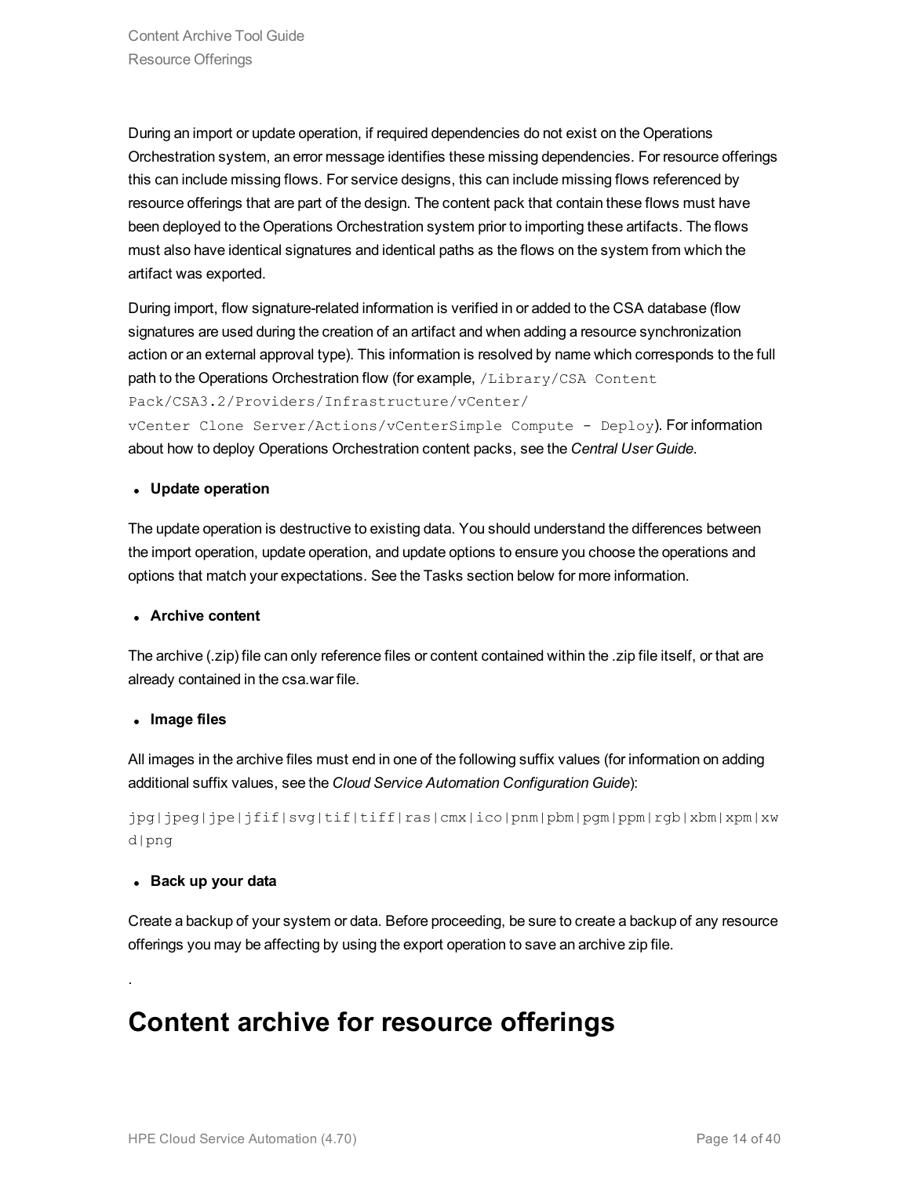During an import or update operation, if required dependencies do not exist on the Operations Orchestration system, an error message identifies these missing dependencies. For resource offerings this can include missing flows. For service designs, this can include missing flows referenced by resource offerings that are part of the design. The content pack that contain these flows must have been deployed to the Operations Orchestration system prior to importing these artifacts. The flows must also have identical signatures and identical paths as the flows on the system from which the artifact was exported.

During import, flow signature-related information is verified in or added to the CSA database (flow signatures are used during the creation of an artifact and when adding a resource synchronization action or an external approval type). This information is resolved by name which corresponds to the full path to the Operations Orchestration flow (for example, `/Library/CSA Content Pack/CSA3.2/Providers/Infrastructure/vCenter/vCenter Clone Server/Actions/vCenterSimple Compute - Deploy`). For information about how to deploy Operations Orchestration content packs, see the *Central User Guide*.

- **Update operation**

The update operation is destructive to existing data. You should understand the differences between the import operation, update operation, and update options to ensure you choose the operations and options that match your expectations. See the Tasks section below for more information.

- **Archive content**

The archive (.zip) file can only reference files or content contained within the .zip file itself, or that are already contained in the csa.war file.

- **Image files**

All images in the archive files must end in one of the following suffix values (for information on adding additional suffix values, see the *Cloud Service Automation Configuration Guide*):

```
jpg|jpeg|jpe|jfif|svg|tif|tiff|ras|cmx|ico|pnm|pbm|pgm|ppm|rgb|xbm|xpm|xwd|png
```

- **Back up your data**

Create a backup of your system or data. Before proceeding, be sure to create a backup of any resource offerings you may be affecting by using the export operation to save an archive zip file.

.

# Content archive for resource offerings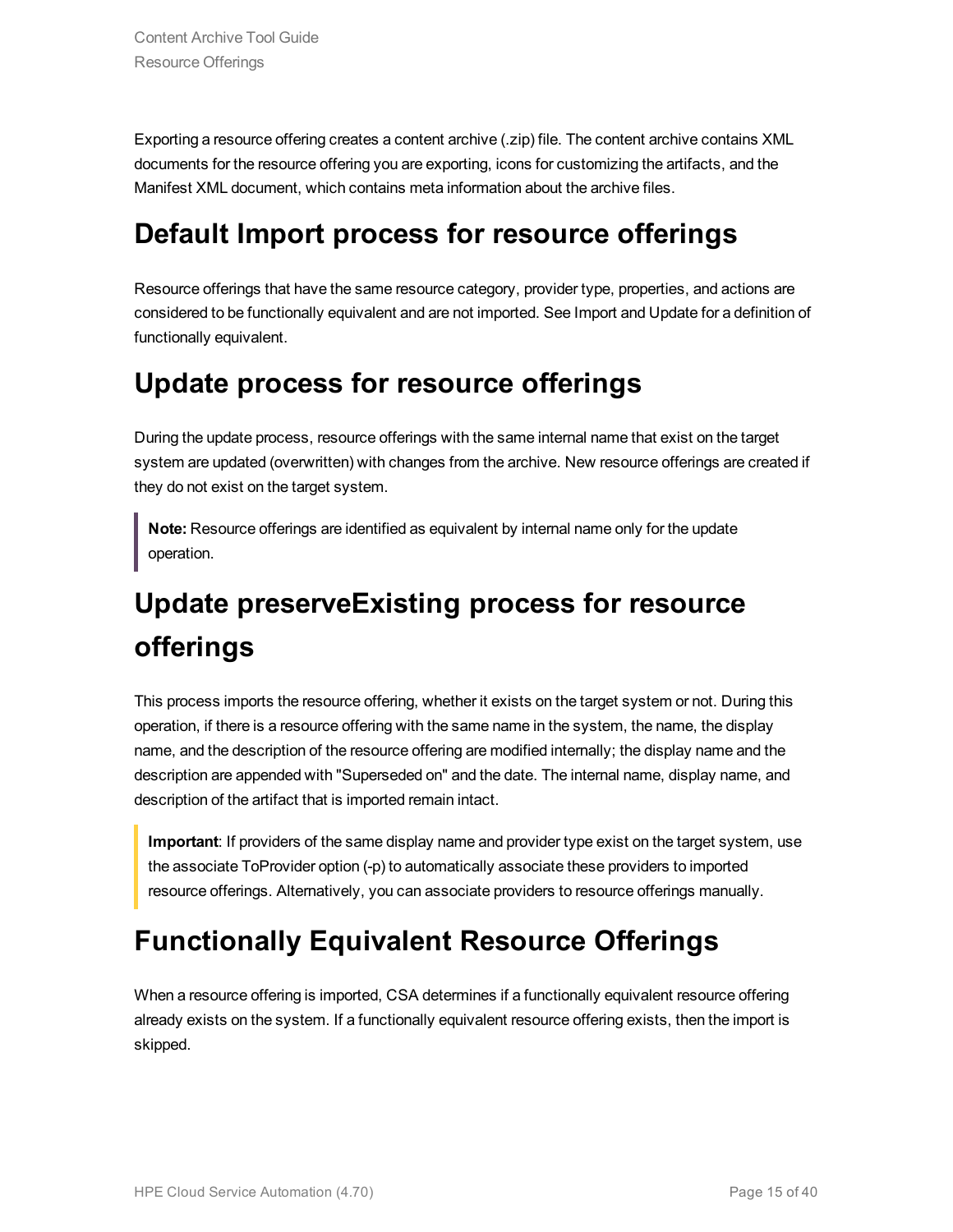Exporting a resource offering creates a content archive (.zip) file. The content archive contains XML documents for the resource offering you are exporting, icons for customizing the artifacts, and the Manifest XML document, which contains meta information about the archive files.

# Default Import process for resource offerings

Resource offerings that have the same resource category, provider type, properties, and actions are considered to be functionally equivalent and are not imported. See Import and Update for a definition of functionally equivalent.

# Update process for resource offerings

During the update process, resource offerings with the same internal name that exist on the target system are updated (overwritten) with changes from the archive. New resource offerings are created if they do not exist on the target system.

> **Note:** Resource offerings are identified as equivalent by internal name only for the update operation.

# Update preserveExisting process for resource offerings

This process imports the resource offering, whether it exists on the target system or not. During this operation, if there is a resource offering with the same name in the system, the name, the display name, and the description of the resource offering are modified internally; the display name and the description are appended with "Superseded on" and the date. The internal name, display name, and description of the artifact that is imported remain intact.

> **Important**: If providers of the same display name and provider type exist on the target system, use the associate ToProvider option (-p) to automatically associate these providers to imported resource offerings. Alternatively, you can associate providers to resource offerings manually.

# Functionally Equivalent Resource Offerings

When a resource offering is imported, CSA determines if a functionally equivalent resource offering already exists on the system. If a functionally equivalent resource offering exists, then the import is skipped.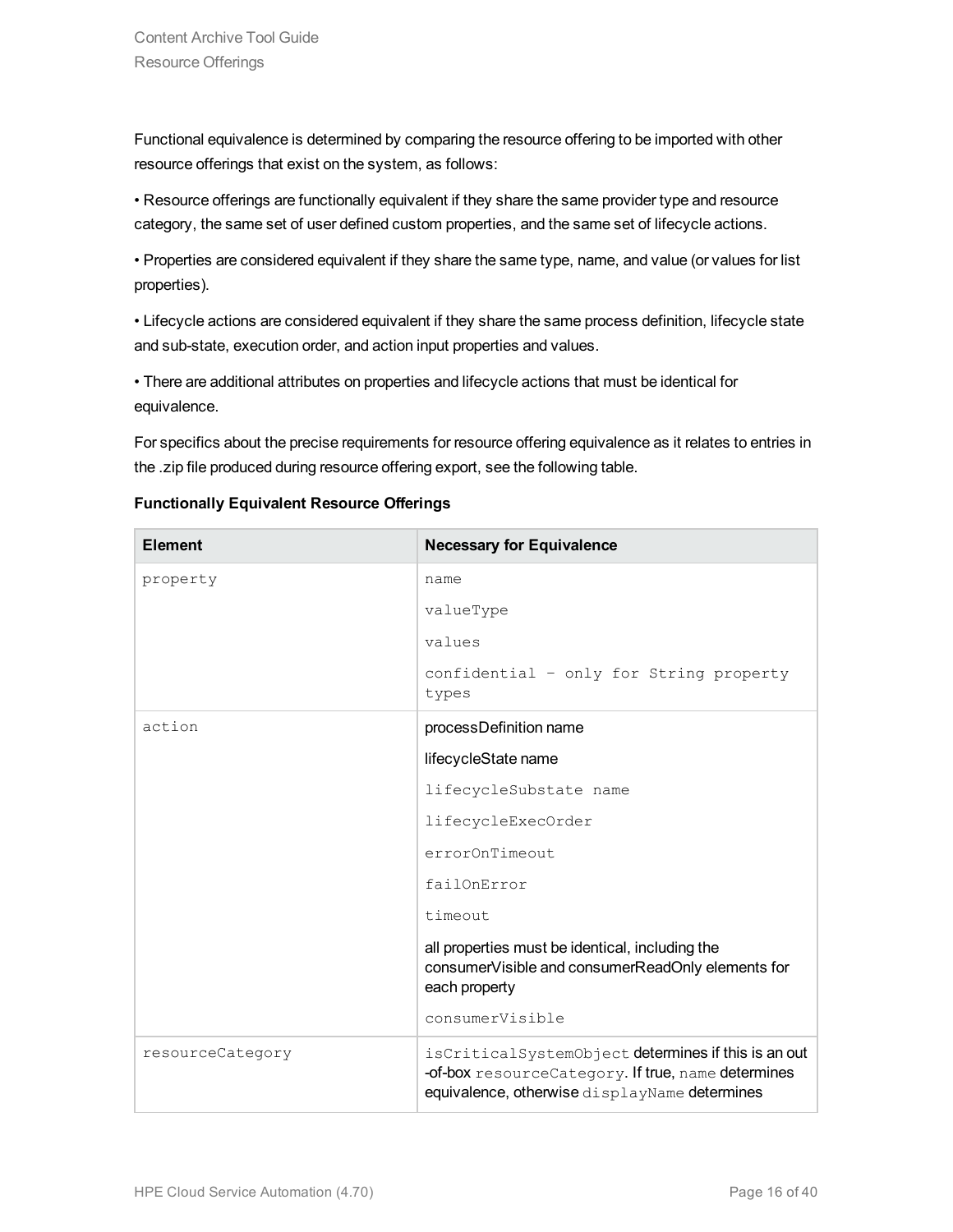Functional equivalence is determined by comparing the resource offering to be imported with other resource offerings that exist on the system, as follows:

- Resource offerings are functionally equivalent if they share the same provider type and resource category, the same set of user defined custom properties, and the same set of lifecycle actions.
- Properties are considered equivalent if they share the same type, name, and value (or values for list properties).
- Lifecycle actions are considered equivalent if they share the same process definition, lifecycle state and sub-state, execution order, and action input properties and values.
- There are additional attributes on properties and lifecycle actions that must be identical for equivalence.

For specifics about the precise requirements for resource offering equivalence as it relates to entries in the .zip file produced during resource offering export, see the following table.

**Functionally Equivalent Resource Offerings**

| Element | Necessary for Equivalence |
| --- | --- |
| `property` | `name`<br>`valueType`<br>`values`<br>`confidential - only for String property types` |
| `action` | processDefinition name<br>lifecycleState name<br>`lifecycleSubstate name`<br>`lifecycleExecOrder`<br>`errorOnTimeout`<br>`failOnError`<br>`timeout`<br>all properties must be identical, including the consumerVisible and consumerReadOnly elements for each property<br>`consumerVisible` |
| `resourceCategory` | `isCriticalSystemObject` determines if this is an out-of-box `resourceCategory`. If true, `name` determines equivalence, otherwise `displayName` determines |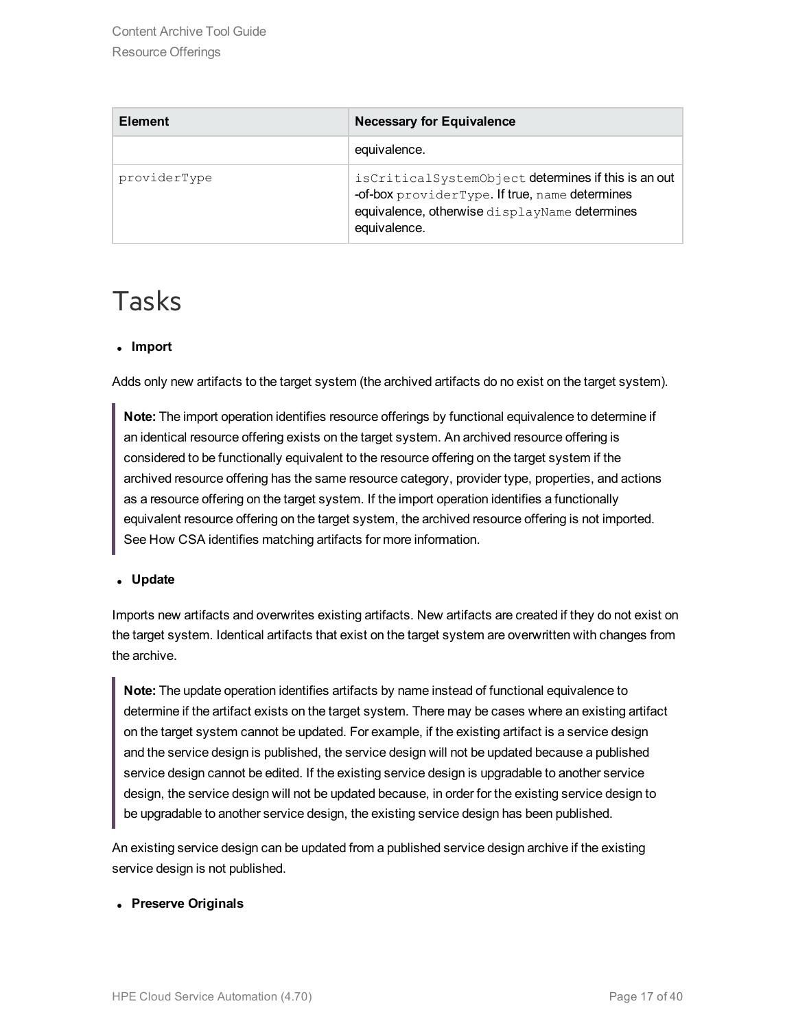| Element | Necessary for Equivalence |
|---|---|
| | equivalence. |
| providerType | isCriticalSystemObject determines if this is an out -of-box providerType. If true, name determines equivalence, otherwise displayName determines equivalence. |

# Tasks

- **Import**

Adds only new artifacts to the target system (the archived artifacts do no exist on the target system).

> **Note:** The import operation identifies resource offerings by functional equivalence to determine if an identical resource offering exists on the target system. An archived resource offering is considered to be functionally equivalent to the resource offering on the target system if the archived resource offering has the same resource category, provider type, properties, and actions as a resource offering on the target system. If the import operation identifies a functionally equivalent resource offering on the target system, the archived resource offering is not imported. See How CSA identifies matching artifacts for more information.

- **Update**

Imports new artifacts and overwrites existing artifacts. New artifacts are created if they do not exist on the target system. Identical artifacts that exist on the target system are overwritten with changes from the archive.

> **Note:** The update operation identifies artifacts by name instead of functional equivalence to determine if the artifact exists on the target system. There may be cases where an existing artifact on the target system cannot be updated. For example, if the existing artifact is a service design and the service design is published, the service design will not be updated because a published service design cannot be edited. If the existing service design is upgradable to another service design, the service design will not be updated because, in order for the existing service design to be upgradable to another service design, the existing service design has been published.

An existing service design can be updated from a published service design archive if the existing service design is not published.

- **Preserve Originals**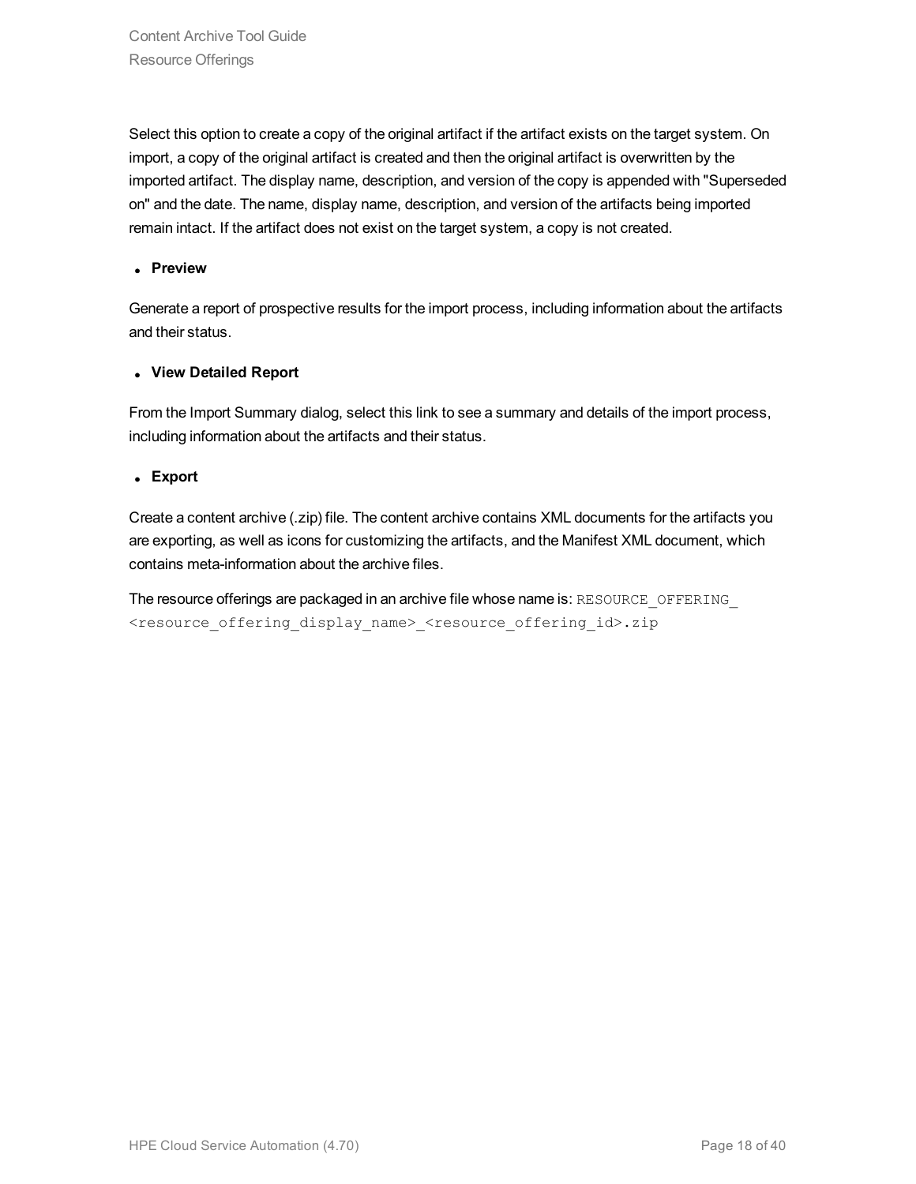Select this option to create a copy of the original artifact if the artifact exists on the target system. On import, a copy of the original artifact is created and then the original artifact is overwritten by the imported artifact. The display name, description, and version of the copy is appended with "Superseded on" and the date. The name, display name, description, and version of the artifacts being imported remain intact. If the artifact does not exist on the target system, a copy is not created.

- **Preview**

Generate a report of prospective results for the import process, including information about the artifacts and their status.

- **View Detailed Report**

From the Import Summary dialog, select this link to see a summary and details of the import process, including information about the artifacts and their status.

- **Export**

Create a content archive (.zip) file. The content archive contains XML documents for the artifacts you are exporting, as well as icons for customizing the artifacts, and the Manifest XML document, which contains meta-information about the archive files.

The resource offerings are packaged in an archive file whose name is: `RESOURCE_OFFERING_<resource_offering_display_name>_<resource_offering_id>.zip`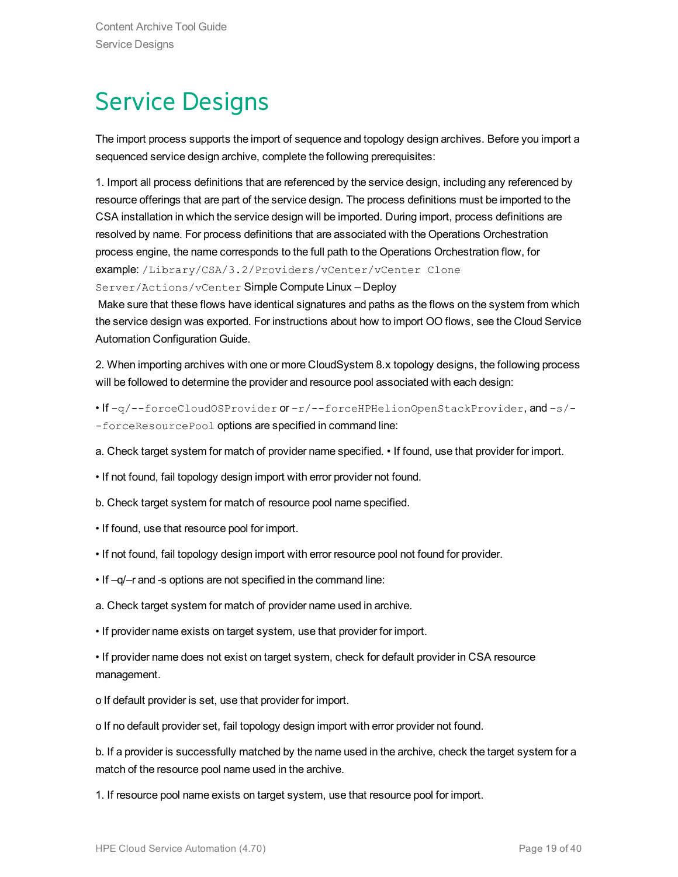# Service Designs

The import process supports the import of sequence and topology design archives. Before you import a sequenced service design archive, complete the following prerequisites:

1. Import all process definitions that are referenced by the service design, including any referenced by resource offerings that are part of the service design. The process definitions must be imported to the CSA installation in which the service design will be imported. During import, process definitions are resolved by name. For process definitions that are associated with the Operations Orchestration process engine, the name corresponds to the full path to the Operations Orchestration flow, for example: `/Library/CSA/3.2/Providers/vCenter/vCenter Clone Server/Actions/vCenter` Simple Compute Linux – Deploy

   Make sure that these flows have identical signatures and paths as the flows on the system from which the service design was exported. For instructions about how to import OO flows, see the Cloud Service Automation Configuration Guide.

2. When importing archives with one or more CloudSystem 8.x topology designs, the following process will be followed to determine the provider and resource pool associated with each design:

• If `-q/--forceCloudOSProvider` or `-r/--forceHPHelionOpenStackProvider`, and `-s/--forceResourcePool` options are specified in command line:

a. Check target system for match of provider name specified. • If found, use that provider for import.

• If not found, fail topology design import with error provider not found.

b. Check target system for match of resource pool name specified.

• If found, use that resource pool for import.

• If not found, fail topology design import with error resource pool not found for provider.

• If –q/–r and -s options are not specified in the command line:

a. Check target system for match of provider name used in archive.

• If provider name exists on target system, use that provider for import.

• If provider name does not exist on target system, check for default provider in CSA resource management.

o If default provider is set, use that provider for import.

o If no default provider set, fail topology design import with error provider not found.

b. If a provider is successfully matched by the name used in the archive, check the target system for a match of the resource pool name used in the archive.

1. If resource pool name exists on target system, use that resource pool for import.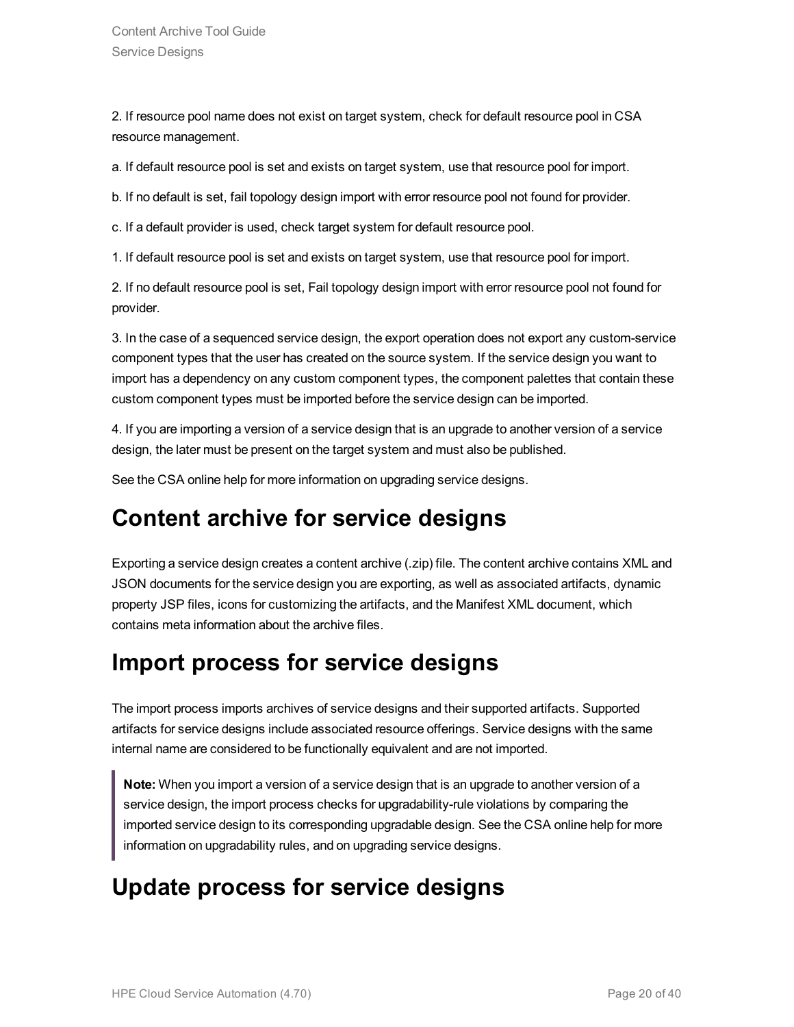2. If resource pool name does not exist on target system, check for default resource pool in CSA resource management.

a. If default resource pool is set and exists on target system, use that resource pool for import.

b. If no default is set, fail topology design import with error resource pool not found for provider.

c. If a default provider is used, check target system for default resource pool.

1. If default resource pool is set and exists on target system, use that resource pool for import.

2. If no default resource pool is set, Fail topology design import with error resource pool not found for provider.

3. In the case of a sequenced service design, the export operation does not export any custom-service component types that the user has created on the source system. If the service design you want to import has a dependency on any custom component types, the component palettes that contain these custom component types must be imported before the service design can be imported.

4. If you are importing a version of a service design that is an upgrade to another version of a service design, the later must be present on the target system and must also be published.

See the CSA online help for more information on upgrading service designs.

# Content archive for service designs

Exporting a service design creates a content archive (.zip) file. The content archive contains XML and JSON documents for the service design you are exporting, as well as associated artifacts, dynamic property JSP files, icons for customizing the artifacts, and the Manifest XML document, which contains meta information about the archive files.

# Import process for service designs

The import process imports archives of service designs and their supported artifacts. Supported artifacts for service designs include associated resource offerings. Service designs with the same internal name are considered to be functionally equivalent and are not imported.

> **Note:** When you import a version of a service design that is an upgrade to another version of a service design, the import process checks for upgradability-rule violations by comparing the imported service design to its corresponding upgradable design. See the CSA online help for more information on upgradability rules, and on upgrading service designs.

# Update process for service designs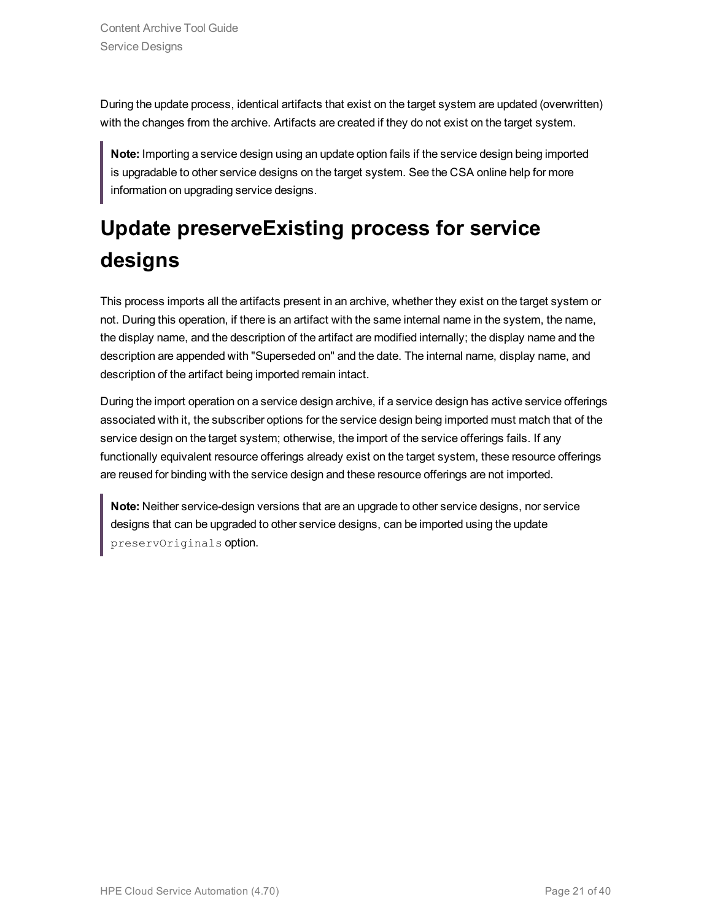During the update process, identical artifacts that exist on the target system are updated (overwritten) with the changes from the archive. Artifacts are created if they do not exist on the target system.

> **Note:** Importing a service design using an update option fails if the service design being imported is upgradable to other service designs on the target system. See the CSA online help for more information on upgrading service designs.

# Update preserveExisting process for service designs

This process imports all the artifacts present in an archive, whether they exist on the target system or not. During this operation, if there is an artifact with the same internal name in the system, the name, the display name, and the description of the artifact are modified internally; the display name and the description are appended with "Superseded on" and the date. The internal name, display name, and description of the artifact being imported remain intact.

During the import operation on a service design archive, if a service design has active service offerings associated with it, the subscriber options for the service design being imported must match that of the service design on the target system; otherwise, the import of the service offerings fails. If any functionally equivalent resource offerings already exist on the target system, these resource offerings are reused for binding with the service design and these resource offerings are not imported.

> **Note:** Neither service-design versions that are an upgrade to other service designs, nor service designs that can be upgraded to other service designs, can be imported using the update `preservOriginals` option.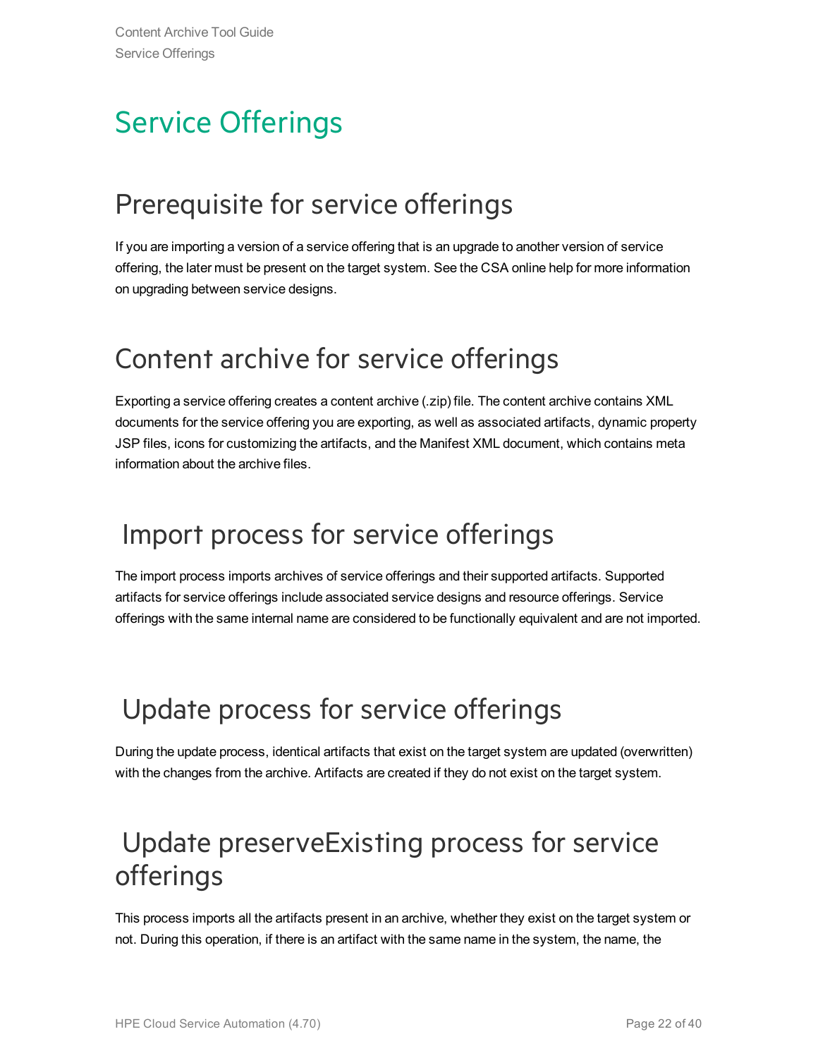# Service Offerings

## Prerequisite for service offerings

If you are importing a version of a service offering that is an upgrade to another version of service offering, the later must be present on the target system. See the CSA online help for more information on upgrading between service designs.

## Content archive for service offerings

Exporting a service offering creates a content archive (.zip) file. The content archive contains XML documents for the service offering you are exporting, as well as associated artifacts, dynamic property JSP files, icons for customizing the artifacts, and the Manifest XML document, which contains meta information about the archive files.

## Import process for service offerings

The import process imports archives of service offerings and their supported artifacts. Supported artifacts for service offerings include associated service designs and resource offerings. Service offerings with the same internal name are considered to be functionally equivalent and are not imported.

## Update process for service offerings

During the update process, identical artifacts that exist on the target system are updated (overwritten) with the changes from the archive. Artifacts are created if they do not exist on the target system.

## Update preserveExisting process for service offerings

This process imports all the artifacts present in an archive, whether they exist on the target system or not. During this operation, if there is an artifact with the same name in the system, the name, the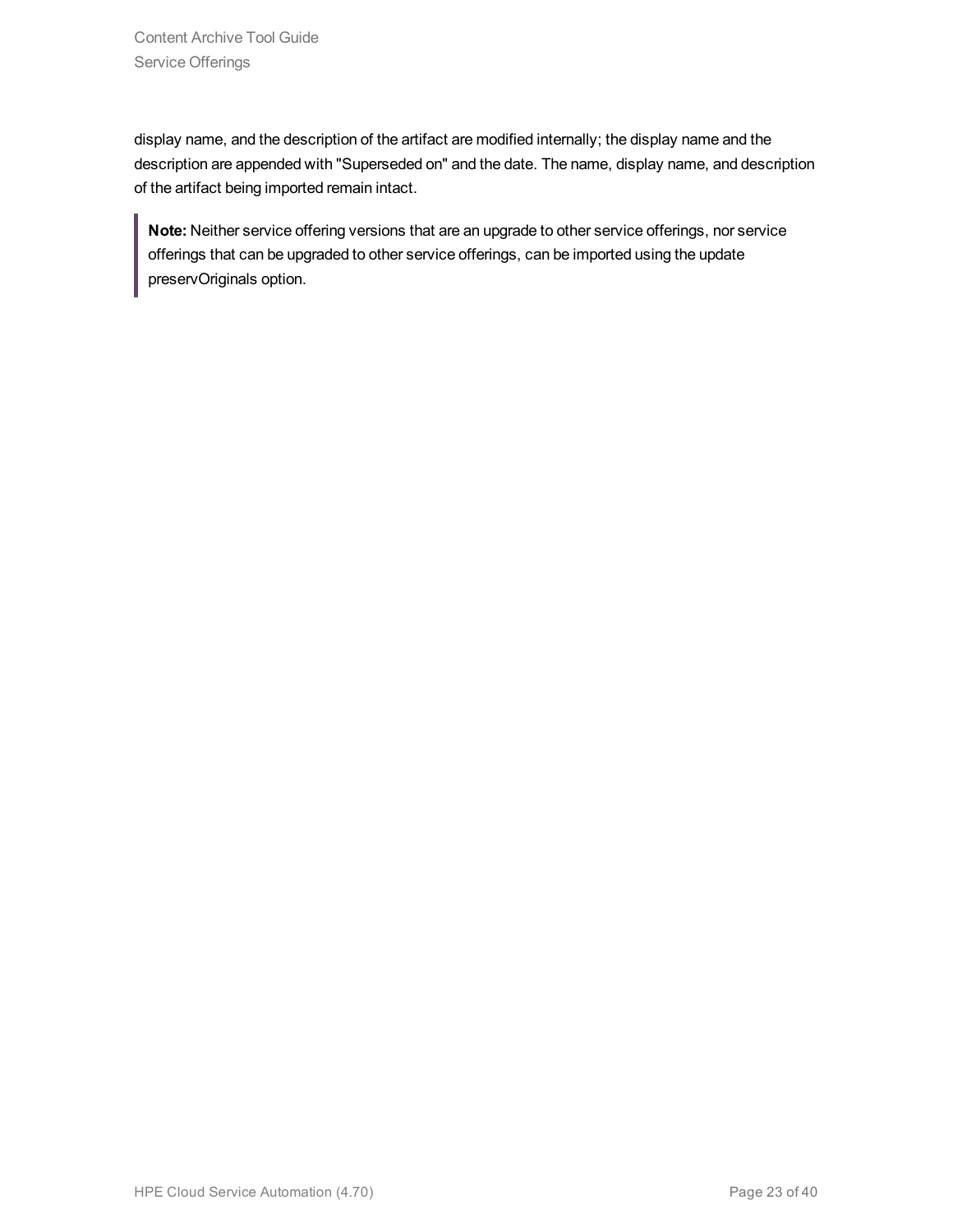display name, and the description of the artifact are modified internally; the display name and the description are appended with "Superseded on" and the date. The name, display name, and description of the artifact being imported remain intact.

> **Note:** Neither service offering versions that are an upgrade to other service offerings, nor service offerings that can be upgraded to other service offerings, can be imported using the update preservOriginals option.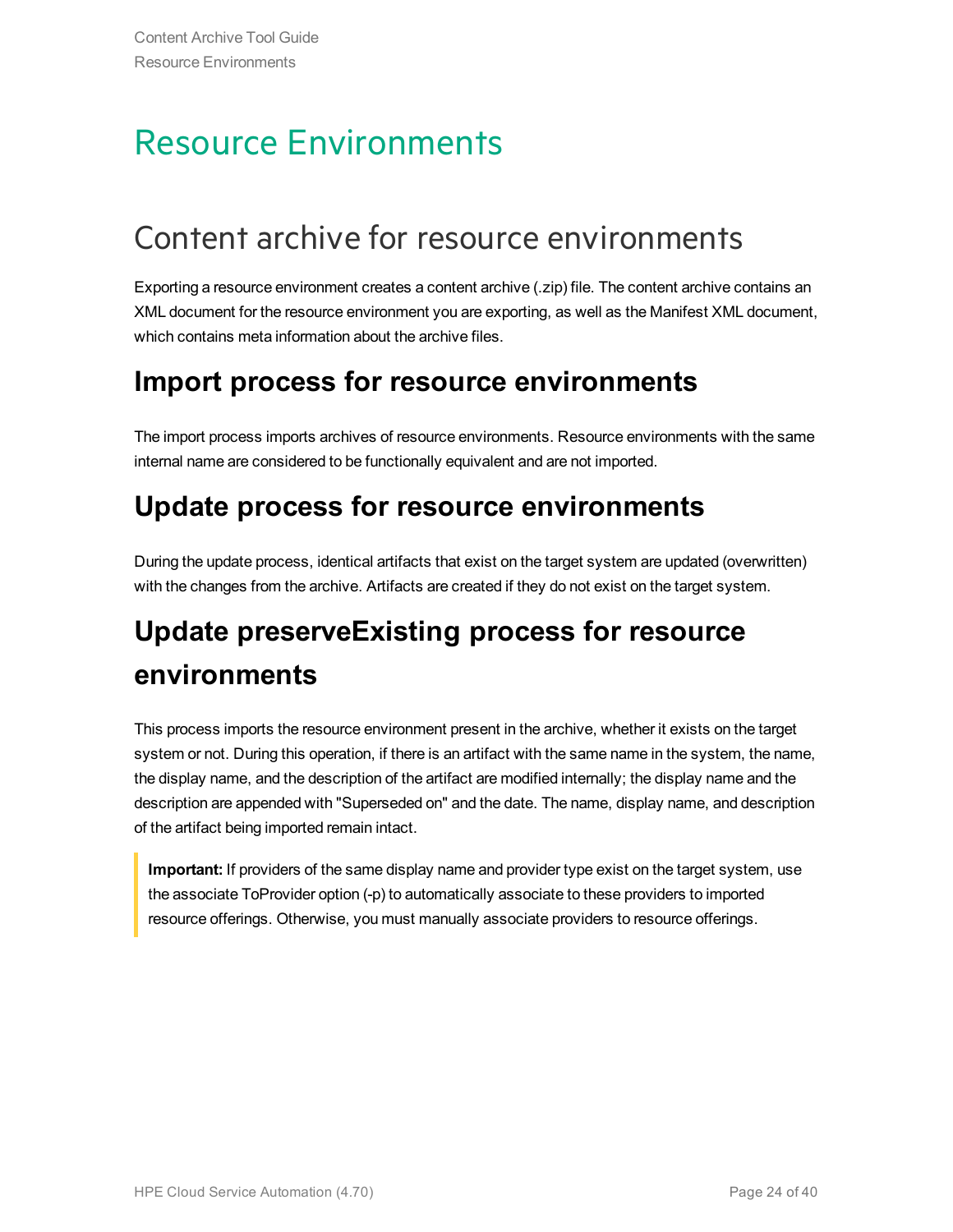# Resource Environments

## Content archive for resource environments

Exporting a resource environment creates a content archive (.zip) file. The content archive contains an XML document for the resource environment you are exporting, as well as the Manifest XML document, which contains meta information about the archive files.

### Import process for resource environments

The import process imports archives of resource environments. Resource environments with the same internal name are considered to be functionally equivalent and are not imported.

### Update process for resource environments

During the update process, identical artifacts that exist on the target system are updated (overwritten) with the changes from the archive. Artifacts are created if they do not exist on the target system.

### Update preserveExisting process for resource environments

This process imports the resource environment present in the archive, whether it exists on the target system or not. During this operation, if there is an artifact with the same name in the system, the name, the display name, and the description of the artifact are modified internally; the display name and the description are appended with "Superseded on" and the date. The name, display name, and description of the artifact being imported remain intact.

> **Important:** If providers of the same display name and provider type exist on the target system, use the associate ToProvider option (-p) to automatically associate to these providers to imported resource offerings. Otherwise, you must manually associate providers to resource offerings.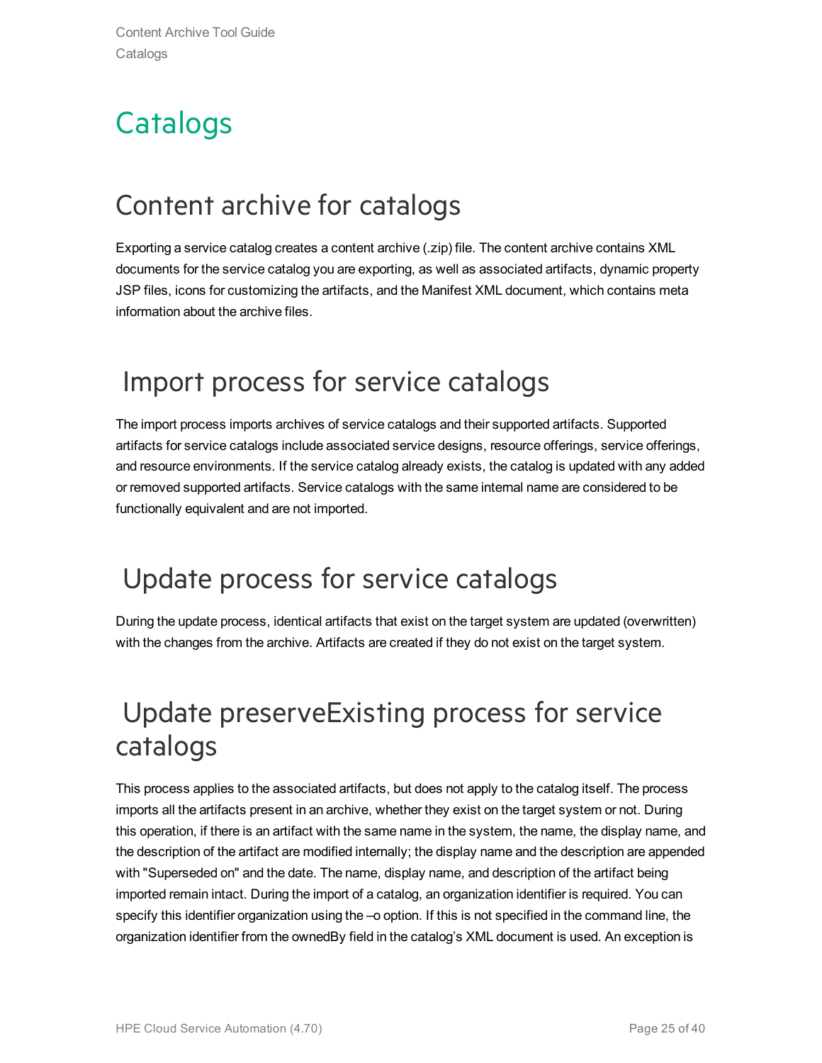# Catalogs

## Content archive for catalogs

Exporting a service catalog creates a content archive (.zip) file. The content archive contains XML documents for the service catalog you are exporting, as well as associated artifacts, dynamic property JSP files, icons for customizing the artifacts, and the Manifest XML document, which contains meta information about the archive files.

## Import process for service catalogs

The import process imports archives of service catalogs and their supported artifacts. Supported artifacts for service catalogs include associated service designs, resource offerings, service offerings, and resource environments. If the service catalog already exists, the catalog is updated with any added or removed supported artifacts. Service catalogs with the same internal name are considered to be functionally equivalent and are not imported.

## Update process for service catalogs

During the update process, identical artifacts that exist on the target system are updated (overwritten) with the changes from the archive. Artifacts are created if they do not exist on the target system.

## Update preserveExisting process for service catalogs

This process applies to the associated artifacts, but does not apply to the catalog itself. The process imports all the artifacts present in an archive, whether they exist on the target system or not. During this operation, if there is an artifact with the same name in the system, the name, the display name, and the description of the artifact are modified internally; the display name and the description are appended with "Superseded on" and the date. The name, display name, and description of the artifact being imported remain intact. During the import of a catalog, an organization identifier is required. You can specify this identifier organization using the –o option. If this is not specified in the command line, the organization identifier from the ownedBy field in the catalog's XML document is used. An exception is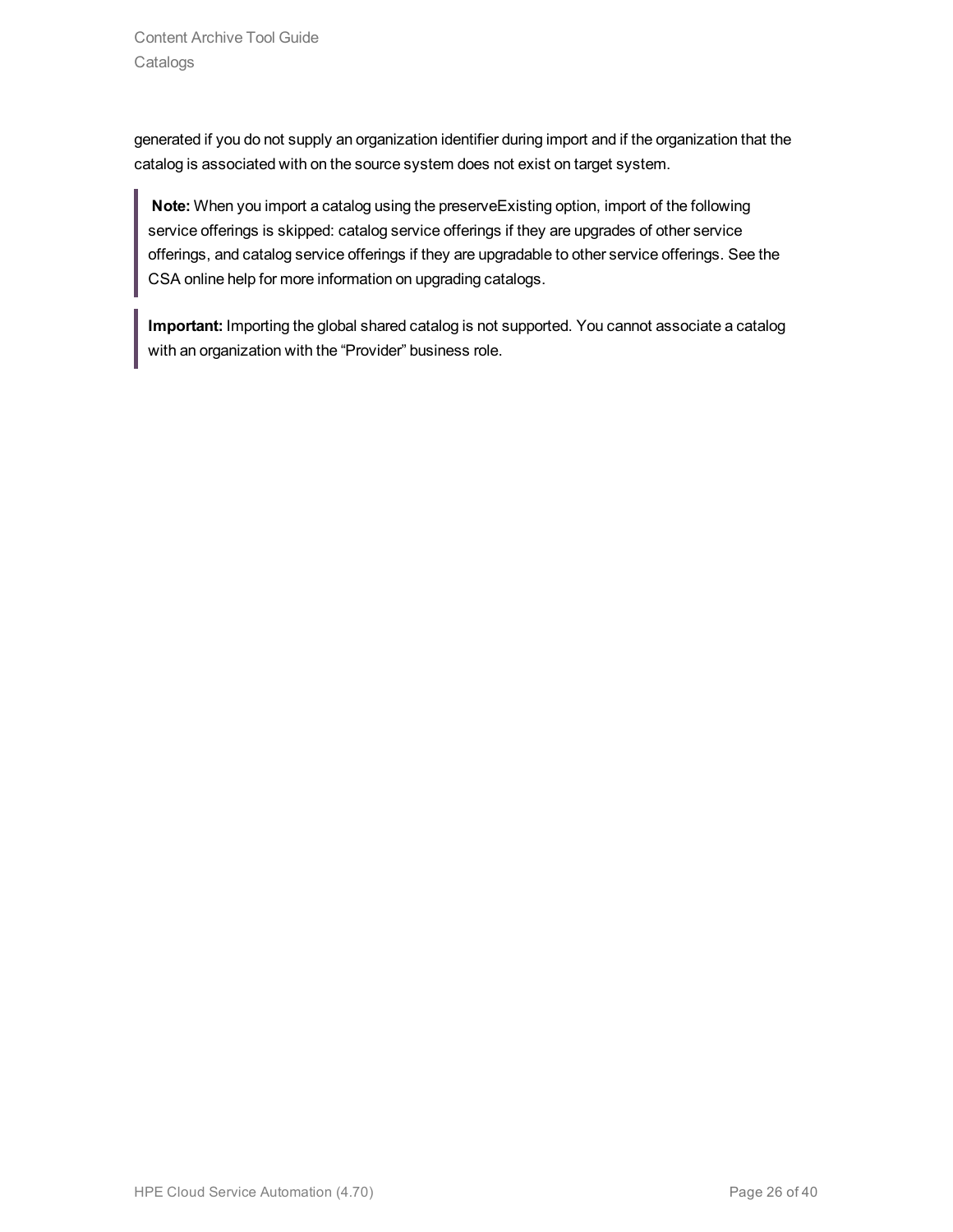generated if you do not supply an organization identifier during import and if the organization that the catalog is associated with on the source system does not exist on target system.

> **Note:** When you import a catalog using the preserveExisting option, import of the following service offerings is skipped: catalog service offerings if they are upgrades of other service offerings, and catalog service offerings if they are upgradable to other service offerings. See the CSA online help for more information on upgrading catalogs.

> **Important:** Importing the global shared catalog is not supported. You cannot associate a catalog with an organization with the “Provider” business role.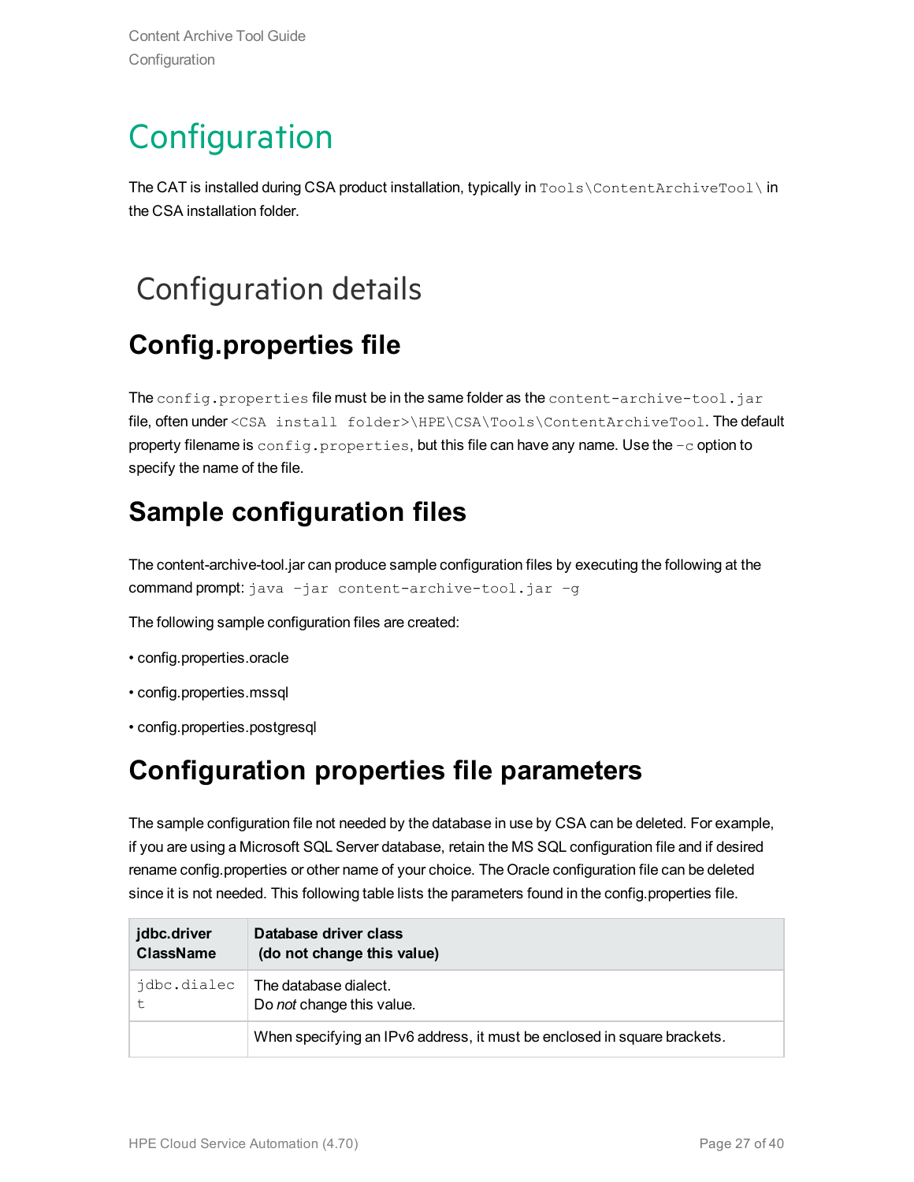# Configuration

The CAT is installed during CSA product installation, typically in `Tools\ContentArchiveTool\` in the CSA installation folder.

## Configuration details

### Config.properties file

The `config.properties` file must be in the same folder as the `content-archive-tool.jar` file, often under `<CSA install folder>\HPE\CSA\Tools\ContentArchiveTool`. The default property filename is `config.properties`, but this file can have any name. Use the `-c` option to specify the name of the file.

### Sample configuration files

The content-archive-tool.jar can produce sample configuration files by executing the following at the command prompt: `java -jar content-archive-tool.jar -g`

The following sample configuration files are created:

- config.properties.oracle
- config.properties.mssql
- config.properties.postgresql

### Configuration properties file parameters

The sample configuration file not needed by the database in use by CSA can be deleted. For example, if you are using a Microsoft SQL Server database, retain the MS SQL configuration file and if desired rename config.properties or other name of your choice. The Oracle configuration file can be deleted since it is not needed. This following table lists the parameters found in the config.properties file.

| jdbc.driver ClassName | Database driver class (do not change this value) |
|---|---|
| `jdbc.dialect` | The database dialect.<br>Do *not* change this value. |
| | When specifying an IPv6 address, it must be enclosed in square brackets. |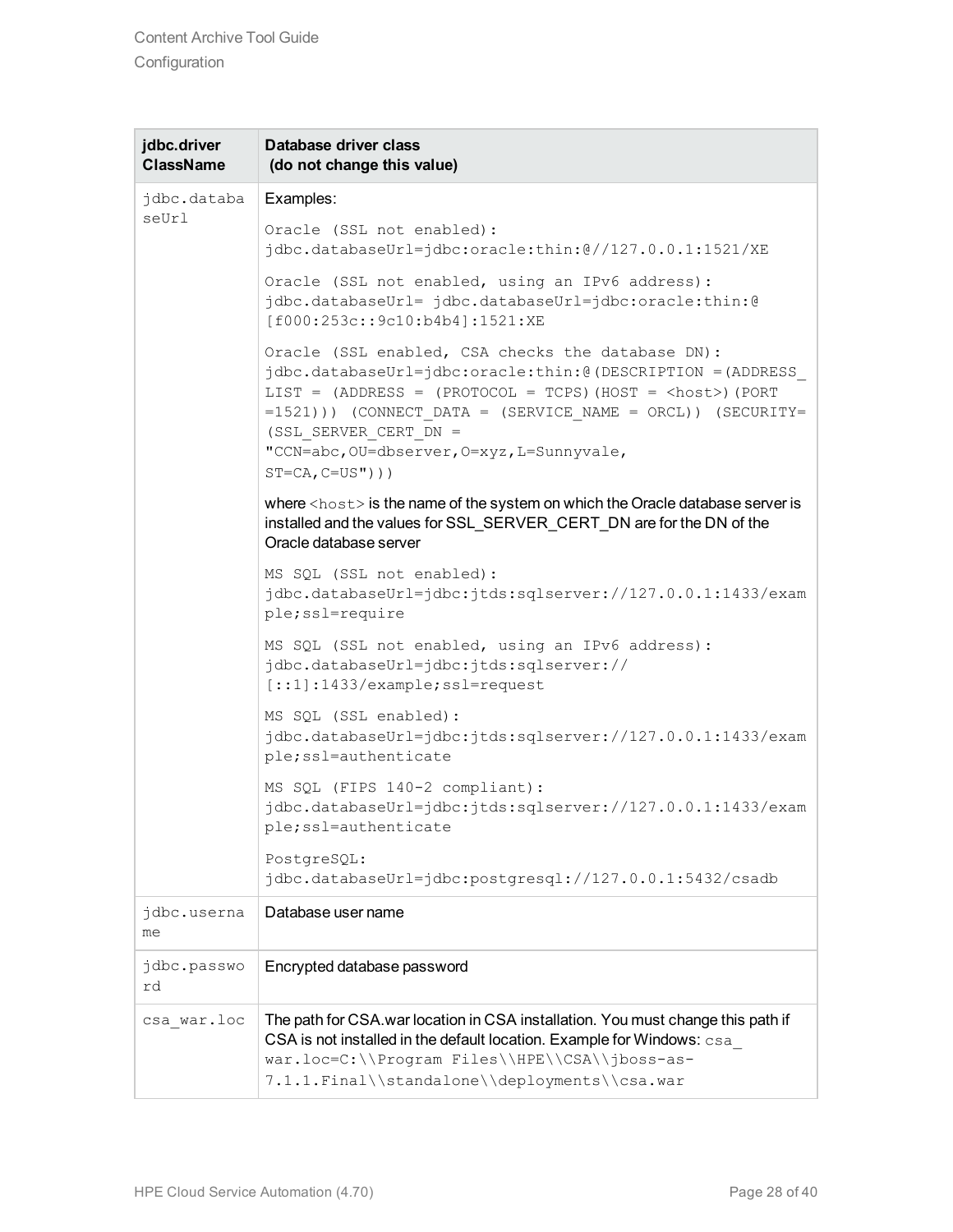| jdbc.driver ClassName | Database driver class (do not change this value) |
| --- | --- |
| `jdbc.databaseUrl` | Examples:<br><br>`Oracle (SSL not enabled):`<br>`jdbc.databaseUrl=jdbc:oracle:thin:@//127.0.0.1:1521/XE`<br><br>`Oracle (SSL not enabled, using an IPv6 address):`<br>`jdbc.databaseUrl= jdbc.databaseUrl=jdbc:oracle:thin:@ [f000:253c::9c10:b4b4]:1521:XE`<br><br>`Oracle (SSL enabled, CSA checks the database DN):`<br>`jdbc.databaseUrl=jdbc:oracle:thin:@(DESCRIPTION =(ADDRESS_LIST = (ADDRESS = (PROTOCOL = TCPS)(HOST = <host>)(PORT =1521))) (CONNECT_DATA = (SERVICE_NAME = ORCL)) (SECURITY= (SSL_SERVER_CERT_DN = "CCN=abc,OU=dbserver,O=xyz,L=Sunnyvale, ST=CA,C=US")))`<br><br>where `<host>` is the name of the system on which the Oracle database server is installed and the values for SSL_SERVER_CERT_DN are for the DN of the Oracle database server<br><br>`MS SQL (SSL not enabled):`<br>`jdbc.databaseUrl=jdbc:jtds:sqlserver://127.0.0.1:1433/example;ssl=require`<br><br>`MS SQL (SSL not enabled, using an IPv6 address):`<br>`jdbc.databaseUrl=jdbc:jtds:sqlserver://[::1]:1433/example;ssl=request`<br><br>`MS SQL (SSL enabled):`<br>`jdbc.databaseUrl=jdbc:jtds:sqlserver://127.0.0.1:1433/example;ssl=authenticate`<br><br>`MS SQL (FIPS 140-2 compliant):`<br>`jdbc.databaseUrl=jdbc:jtds:sqlserver://127.0.0.1:1433/example;ssl=authenticate`<br><br>`PostgreSQL:`<br>`jdbc.databaseUrl=jdbc:postgresql://127.0.0.1:5432/csadb` |
| `jdbc.username` | Database user name |
| `jdbc.password` | Encrypted database password |
| `csa_war.loc` | The path for CSA.war location in CSA installation. You must change this path if CSA is not installed in the default location. Example for Windows: `csa_war.loc=C:\\Program Files\\HPE\\CSA\\jboss-as-7.1.1.Final\\standalone\\deployments\\csa.war` |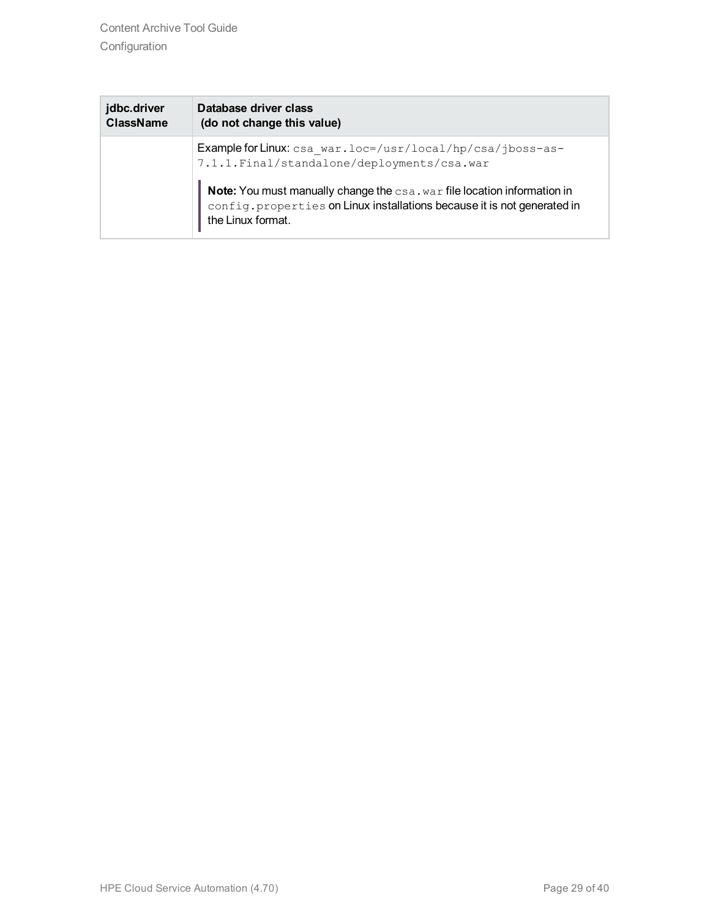| jdbc.driver ClassName | Database driver class (do not change this value) |
| --- | --- |
| | Example for Linux: `csa_war.loc=/usr/local/hp/csa/jboss-as-7.1.1.Final/standalone/deployments/csa.war`<br><br>**Note:** You must manually change the `csa.war` file location information in `config.properties` on Linux installations because it is not generated in the Linux format. |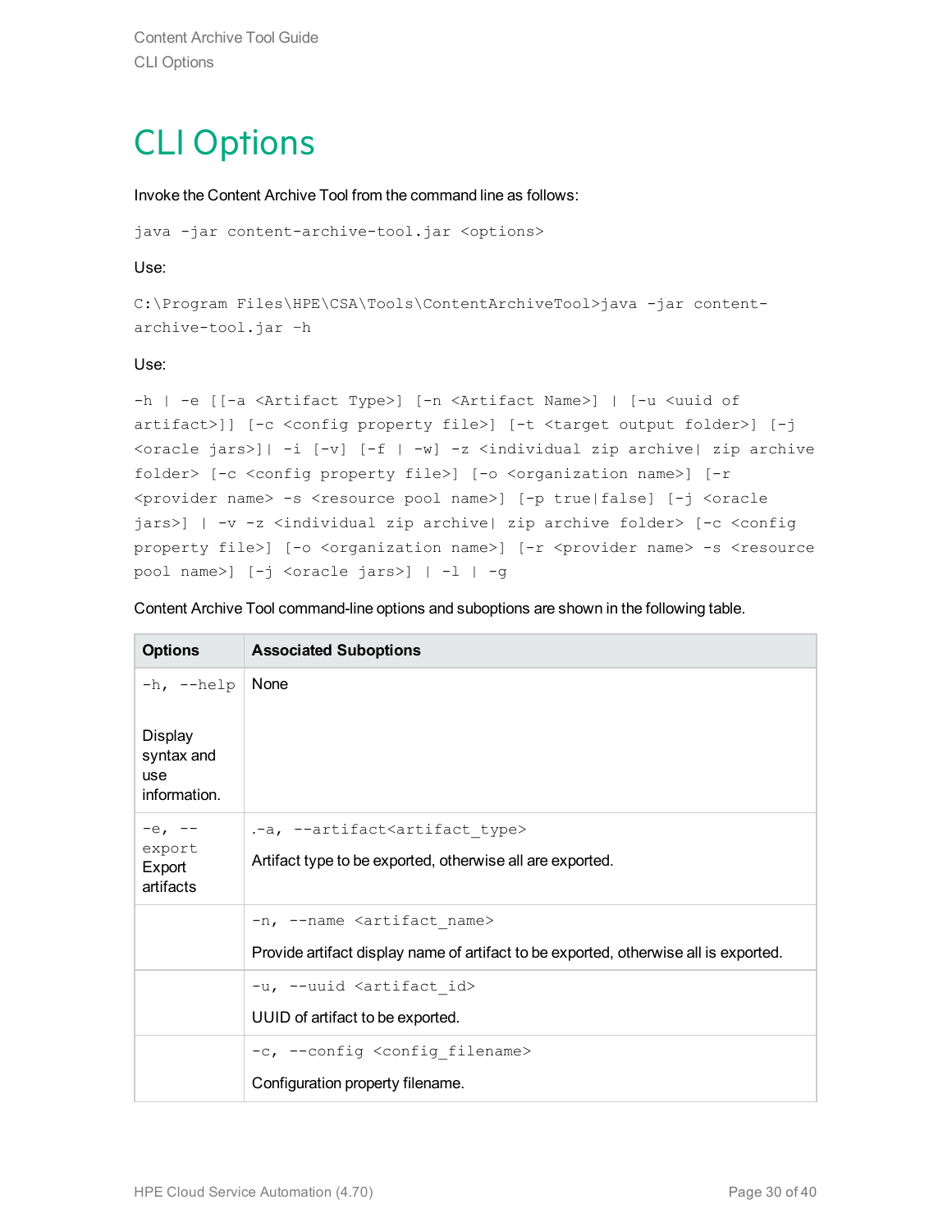# CLI Options

Invoke the Content Archive Tool from the command line as follows:

```
java -jar content-archive-tool.jar <options>
```

Use:

```
C:\Program Files\HPE\CSA\Tools\ContentArchiveTool>java -jar content-archive-tool.jar -h
```

Use:

```
-h | -e [[-a <Artifact Type>] [-n <Artifact Name>] | [-u <uuid of artifact>]] [-c <config property file>] [-t <target output folder>] [-j <oracle jars>]| -i [-v] [-f | -w] -z <individual zip archive| zip archive folder> [-c <config property file>] [-o <organization name>] [-r <provider name> -s <resource pool name>] [-p true|false] [-j <oracle jars>] | -v -z <individual zip archive| zip archive folder> [-c <config property file>] [-o <organization name>] [-r <provider name> -s <resource pool name>] [-j <oracle jars>] | -l | -g
```

Content Archive Tool command-line options and suboptions are shown in the following table.

| Options | Associated Suboptions |
|---|---|
| `-h, --help`<br><br>Display syntax and use information. | None |
| `-e, --export`<br>Export artifacts | `.-a, --artifact<artifact_type>`<br><br>Artifact type to be exported, otherwise all are exported. |
| | `-n, --name <artifact_name>`<br><br>Provide artifact display name of artifact to be exported, otherwise all is exported. |
| | `-u, --uuid <artifact_id>`<br><br>UUID of artifact to be exported. |
| | `-c, --config <config_filename>`<br><br>Configuration property filename. |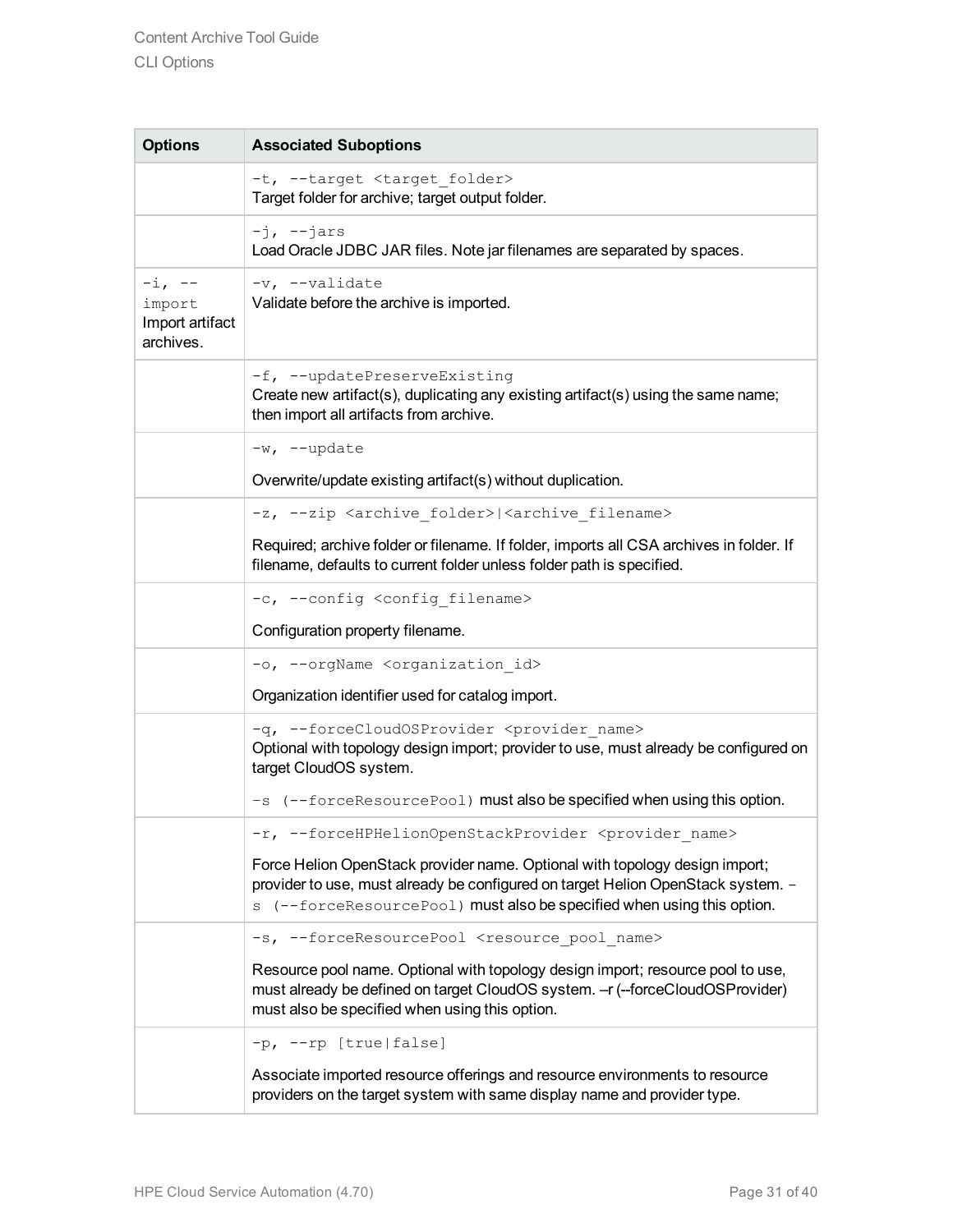| Options | Associated Suboptions |
|---|---|
| | `-t, --target <target_folder>`<br>Target folder for archive; target output folder. |
| | `-j, --jars`<br>Load Oracle JDBC JAR files. Note jar filenames are separated by spaces. |
| `-i, --import`<br>Import artifact archives. | `-v, --validate`<br>Validate before the archive is imported. |
| | `-f, --updatePreserveExisting`<br>Create new artifact(s), duplicating any existing artifact(s) using the same name; then import all artifacts from archive. |
| | `-w, --update`<br><br>Overwrite/update existing artifact(s) without duplication. |
| | `-z, --zip <archive_folder>\|<archive_filename>`<br><br>Required; archive folder or filename. If folder, imports all CSA archives in folder. If filename, defaults to current folder unless folder path is specified. |
| | `-c, --config <config_filename>`<br><br>Configuration property filename. |
| | `-o, --orgName <organization_id>`<br><br>Organization identifier used for catalog import. |
| | `-q, --forceCloudOSProvider <provider_name>`<br>Optional with topology design import; provider to use, must already be configured on target CloudOS system.<br><br>`–s (--forceResourcePool)` must also be specified when using this option. |
| | `-r, --forceHPHelionOpenStackProvider <provider_name>`<br><br>Force Helion OpenStack provider name. Optional with topology design import; provider to use, must already be configured on target Helion OpenStack system. `–s (--forceResourcePool)` must also be specified when using this option. |
| | `-s, --forceResourcePool <resource_pool_name>`<br><br>Resource pool name. Optional with topology design import; resource pool to use, must already be defined on target CloudOS system. –r (--forceCloudOSProvider) must also be specified when using this option. |
| | `-p, --rp [true\|false]`<br><br>Associate imported resource offerings and resource environments to resource providers on the target system with same display name and provider type. |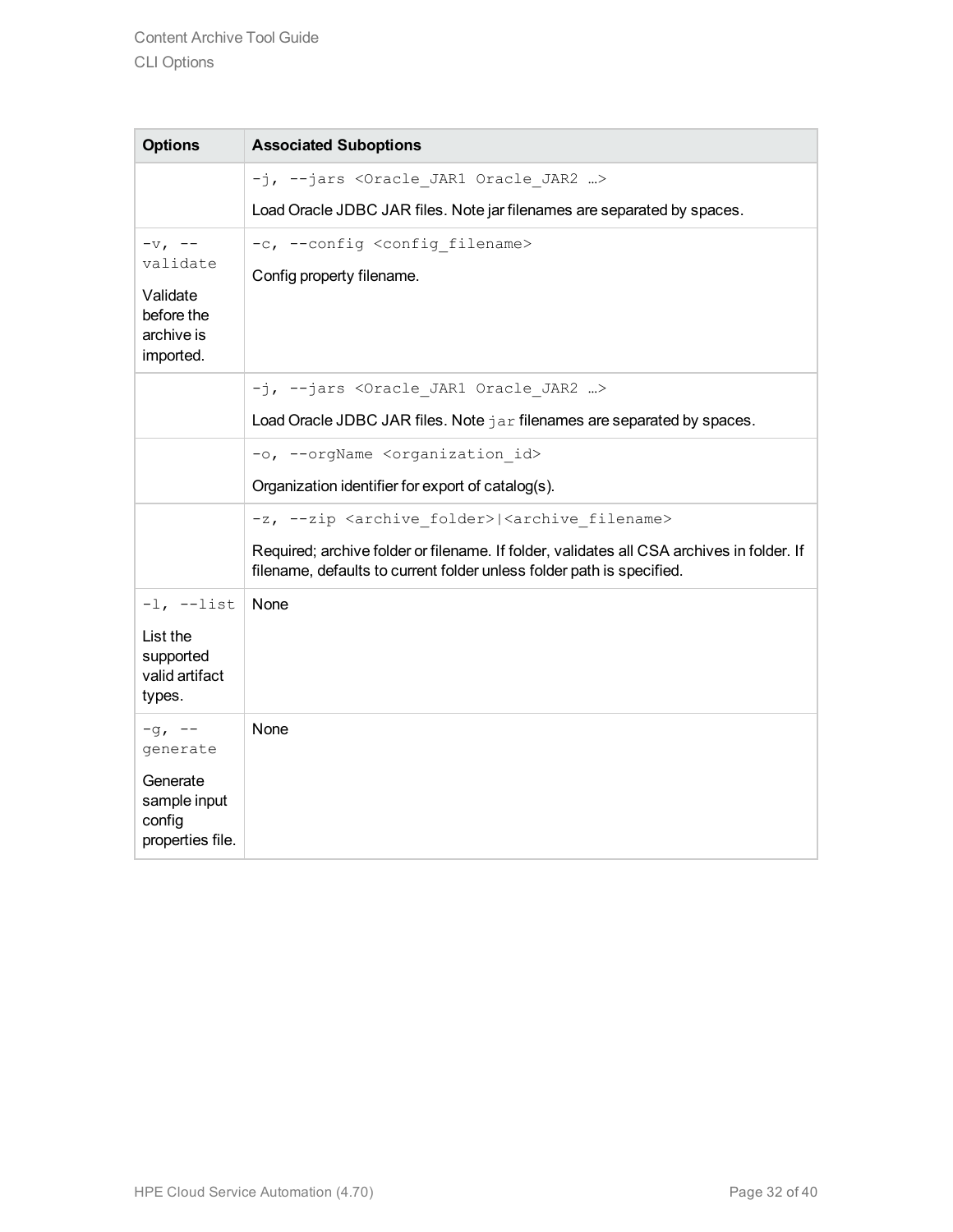| Options | Associated Suboptions |
|---|---|
| | `-j, --jars <Oracle_JAR1 Oracle_JAR2 …>`<br><br>Load Oracle JDBC JAR files. Note jar filenames are separated by spaces. |
| `-v, --validate`<br><br>Validate before the archive is imported. | `-c, --config <config_filename>`<br><br>Config property filename. |
| | `-j, --jars <Oracle_JAR1 Oracle_JAR2 …>`<br><br>Load Oracle JDBC JAR files. Note `jar` filenames are separated by spaces. |
| | `-o, --orgName <organization_id>`<br><br>Organization identifier for export of catalog(s). |
| | `-z, --zip <archive_folder>\|<archive_filename>`<br><br>Required; archive folder or filename. If folder, validates all CSA archives in folder. If filename, defaults to current folder unless folder path is specified. |
| `-l, --list`<br><br>List the supported valid artifact types. | None |
| `-g, --generate`<br><br>Generate sample input config properties file. | None |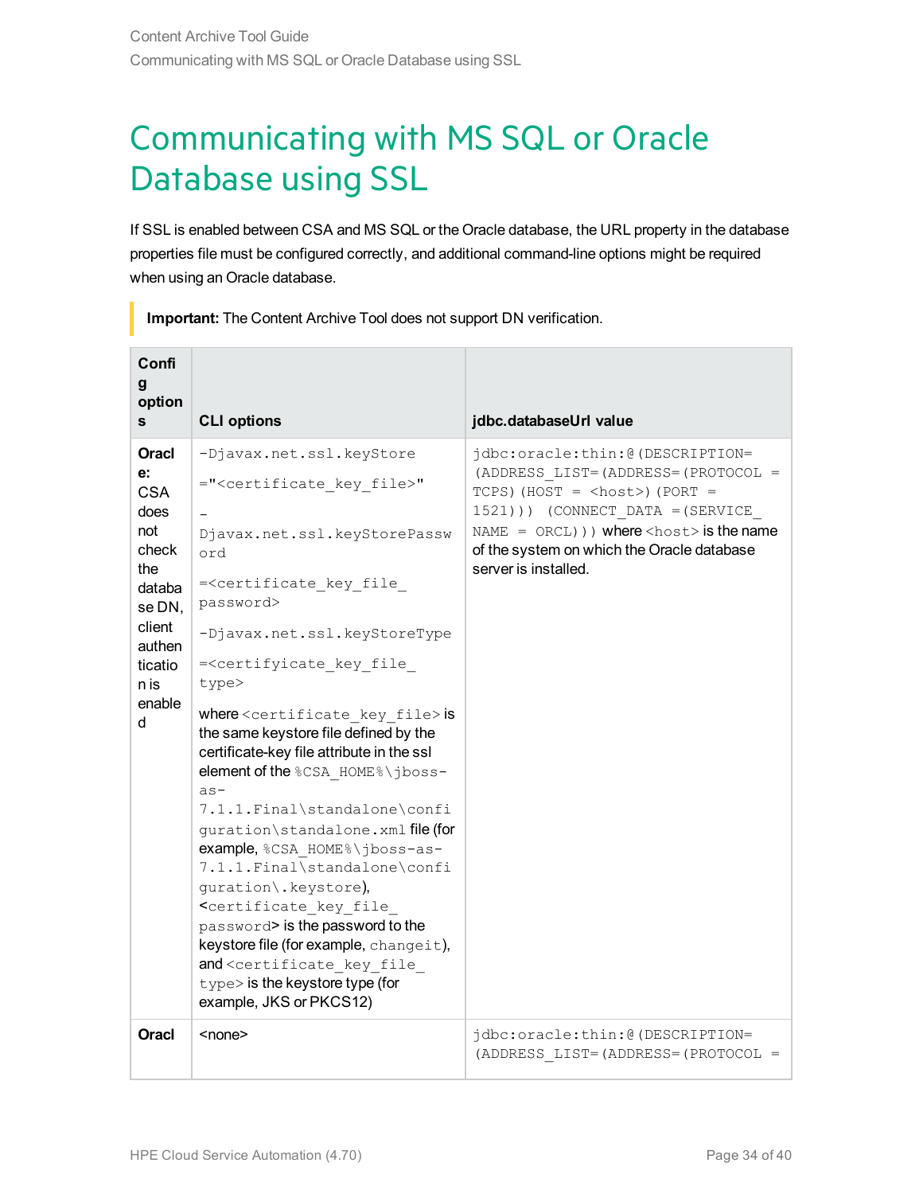# Communicating with MS SQL or Oracle Database using SSL

If SSL is enabled between CSA and MS SQL or the Oracle database, the URL property in the database properties file must be configured correctly, and additional command-line options might be required when using an Oracle database.

> **Important:** The Content Archive Tool does not support DN verification.

| Config options | CLI options | jdbc.databaseUrl value |
|---|---|---|
| **Oracle:** CSA does not check the database DN, client authentication is enabled | `-Djavax.net.ssl.keyStore` `="<certificate_key_file>"` `-Djavax.net.ssl.keyStorePassword` `=<certificate_key_file_password>` `-Djavax.net.ssl.keyStoreType` `=<certifyicate_key_file_type>` where `<certificate_key_file>` is the same keystore file defined by the certificate-key file attribute in the ssl element of the `%CSA_HOME%\jboss-as-7.1.1.Final\standalone\configuration\standalone.xml` file (for example, `%CSA_HOME%\jboss-as-7.1.1.Final\standalone\configuration\.keystore`), `<certificate_key_file_password>` is the password to the keystore file (for example, `changeit`), and `<certificate_key_file_type>` is the keystore type (for example, JKS or PKCS12) | `jdbc:oracle:thin:@(DESCRIPTION=(ADDRESS_LIST=(ADDRESS=(PROTOCOL = TCPS)(HOST = <host>)(PORT = 1521))) (CONNECT_DATA =(SERVICE_NAME = ORCL)))` where `<host>` is the name of the system on which the Oracle database server is installed. |
| **Oracl** | <none> | `jdbc:oracle:thin:@(DESCRIPTION=(ADDRESS_LIST=(ADDRESS=(PROTOCOL =` |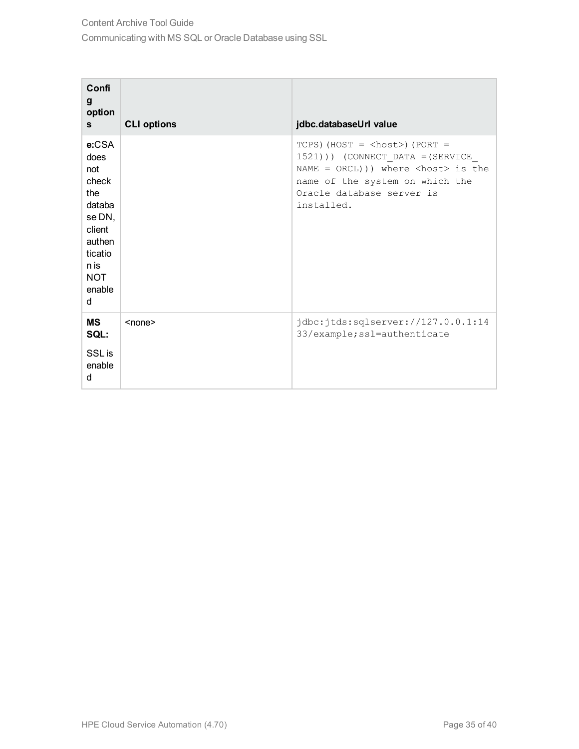| Config options | CLI options | jdbc.databaseUrl value |
| --- | --- | --- |
| **e:**CSA does not check the database DN, client authentication is NOT enabled | | `TCPS)(HOST = <host>)(PORT = 1521))) (CONNECT_DATA =(SERVICE_NAME = ORCL))) where <host> is the name of the system on which the Oracle database server is installed.` |
| **MS SQL:** SSL is enabled | <none> | `jdbc:jtds:sqlserver://127.0.0.1:1433/example;ssl=authenticate` |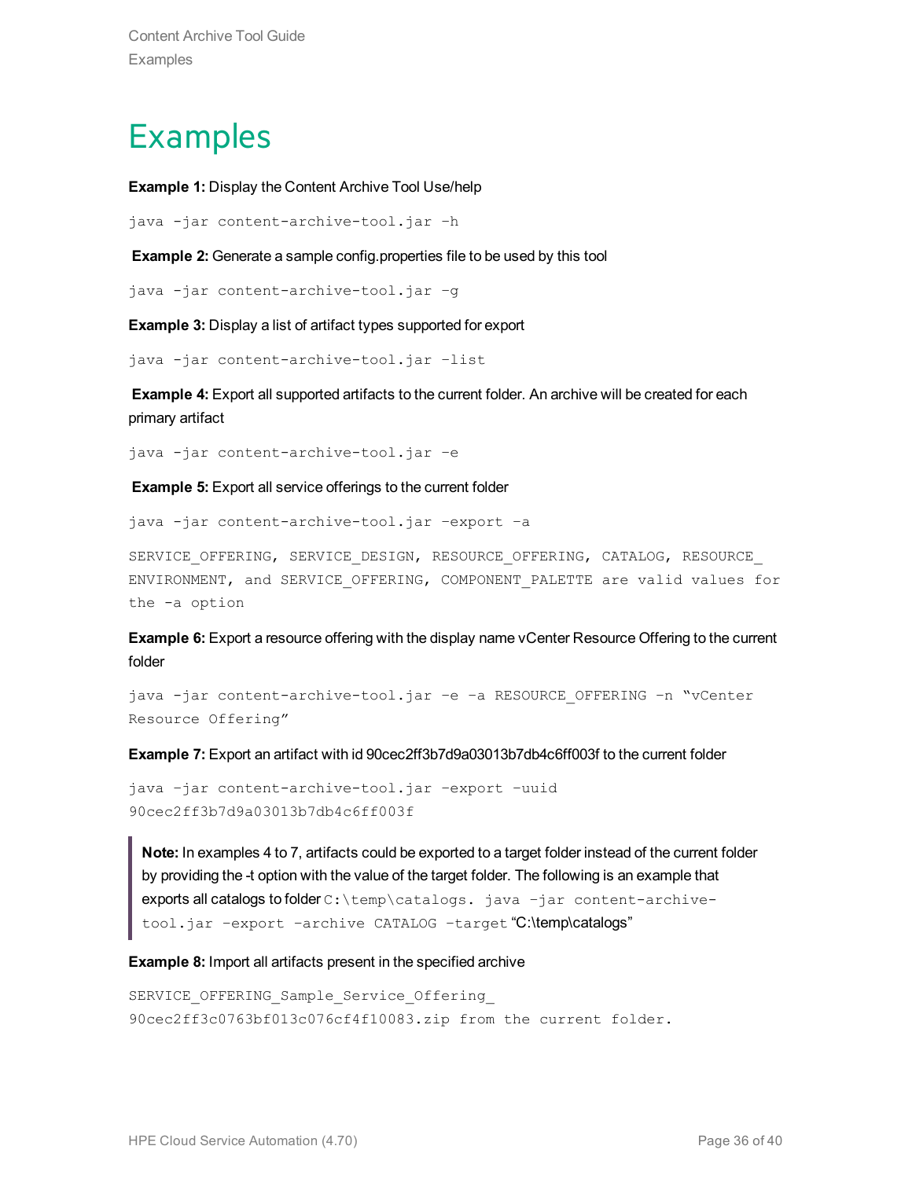# Examples

**Example 1:** Display the Content Archive Tool Use/help

```
java -jar content-archive-tool.jar –h
```

**Example 2:** Generate a sample config.properties file to be used by this tool

```
java -jar content-archive-tool.jar –g
```

**Example 3:** Display a list of artifact types supported for export

```
java -jar content-archive-tool.jar –list
```

**Example 4:** Export all supported artifacts to the current folder. An archive will be created for each primary artifact

```
java -jar content-archive-tool.jar –e
```

**Example 5:** Export all service offerings to the current folder

```
java -jar content-archive-tool.jar -export –a
```

```
SERVICE_OFFERING, SERVICE_DESIGN, RESOURCE_OFFERING, CATALOG, RESOURCE_
ENVIRONMENT, and SERVICE_OFFERING, COMPONENT_PALETTE are valid values for
the -a option
```

**Example 6:** Export a resource offering with the display name vCenter Resource Offering to the current folder

```
java -jar content-archive-tool.jar –e –a RESOURCE_OFFERING –n “vCenter
Resource Offering”
```

**Example 7:** Export an artifact with id 90cec2ff3b7d9a03013b7db4c6ff003f to the current folder

```
java –jar content-archive-tool.jar -export -uuid
90cec2ff3b7d9a03013b7db4c6ff003f
```

> **Note:** In examples 4 to 7, artifacts could be exported to a target folder instead of the current folder by providing the -t option with the value of the target folder. The following is an example that exports all catalogs to folder `C:\temp\catalogs. java –jar content-archive-tool.jar -export -archive CATALOG -target` “C:\temp\catalogs”

**Example 8:** Import all artifacts present in the specified archive

```
SERVICE_OFFERING_Sample_Service_Offering_
90cec2ff3c0763bf013c076cf4f10083.zip from the current folder.
```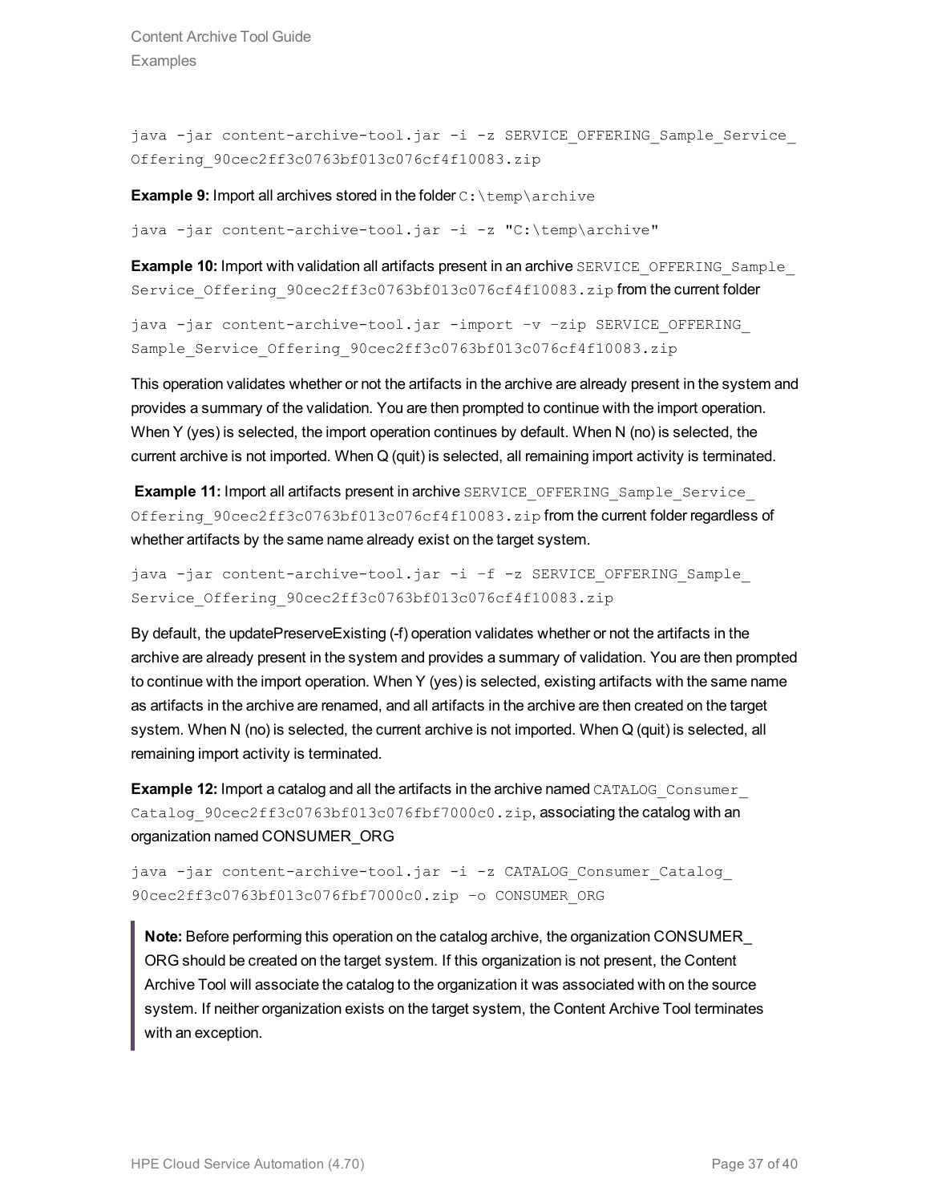```
java -jar content-archive-tool.jar -i -z SERVICE_OFFERING_Sample_Service_Offering_90cec2ff3c0763bf013c076cf4f10083.zip
```

**Example 9:** Import all archives stored in the folder `C:\temp\archive`

```
java -jar content-archive-tool.jar -i -z "C:\temp\archive"
```

**Example 10:** Import with validation all artifacts present in an archive `SERVICE_OFFERING_Sample_Service_Offering_90cec2ff3c0763bf013c076cf4f10083.zip` from the current folder

```
java -jar content-archive-tool.jar -import –v –zip SERVICE_OFFERING_Sample_Service_Offering_90cec2ff3c0763bf013c076cf4f10083.zip
```

This operation validates whether or not the artifacts in the archive are already present in the system and provides a summary of the validation. You are then prompted to continue with the import operation. When Y (yes) is selected, the import operation continues by default. When N (no) is selected, the current archive is not imported. When Q (quit) is selected, all remaining import activity is terminated.

**Example 11:** Import all artifacts present in archive `SERVICE_OFFERING_Sample_Service_Offering_90cec2ff3c0763bf013c076cf4f10083.zip` from the current folder regardless of whether artifacts by the same name already exist on the target system.

```
java -jar content-archive-tool.jar -i –f -z SERVICE_OFFERING_Sample_Service_Offering_90cec2ff3c0763bf013c076cf4f10083.zip
```

By default, the updatePreserveExisting (-f) operation validates whether or not the artifacts in the archive are already present in the system and provides a summary of validation. You are then prompted to continue with the import operation. When Y (yes) is selected, existing artifacts with the same name as artifacts in the archive are renamed, and all artifacts in the archive are then created on the target system. When N (no) is selected, the current archive is not imported. When Q (quit) is selected, all remaining import activity is terminated.

**Example 12:** Import a catalog and all the artifacts in the archive named `CATALOG_Consumer_Catalog_90cec2ff3c0763bf013c076fbf7000c0.zip`, associating the catalog with an organization named CONSUMER_ORG

```
java -jar content-archive-tool.jar -i -z CATALOG_Consumer_Catalog_90cec2ff3c0763bf013c076fbf7000c0.zip –o CONSUMER_ORG
```

> **Note:** Before performing this operation on the catalog archive, the organization CONSUMER_ORG should be created on the target system. If this organization is not present, the Content Archive Tool will associate the catalog to the organization it was associated with on the source system. If neither organization exists on the target system, the Content Archive Tool terminates with an exception.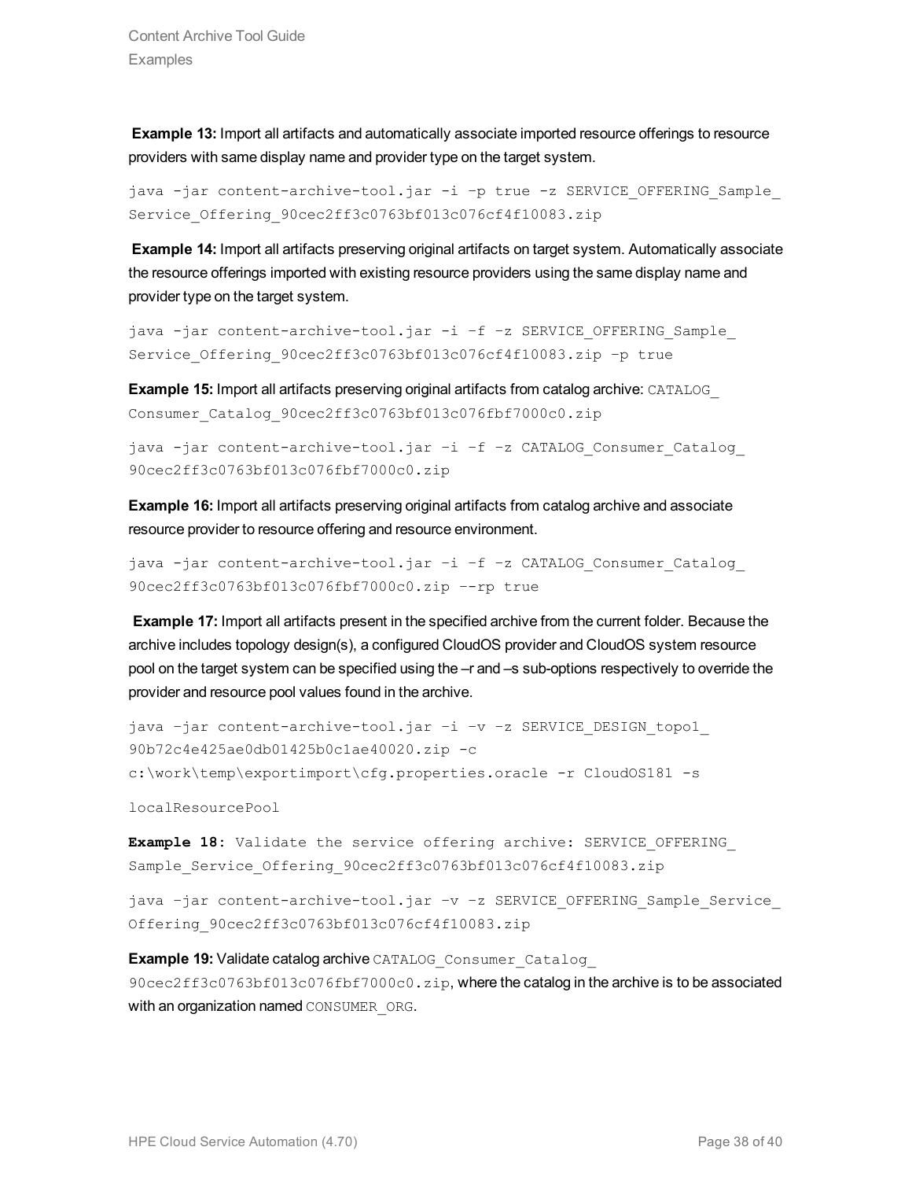**Example 13:** Import all artifacts and automatically associate imported resource offerings to resource providers with same display name and provider type on the target system.

```
java -jar content-archive-tool.jar -i –p true -z SERVICE_OFFERING_Sample_
Service_Offering_90cec2ff3c0763bf013c076cf4f10083.zip
```

**Example 14:** Import all artifacts preserving original artifacts on target system. Automatically associate the resource offerings imported with existing resource providers using the same display name and provider type on the target system.

```
java -jar content-archive-tool.jar -i –f -z SERVICE_OFFERING_Sample_
Service_Offering_90cec2ff3c0763bf013c076cf4f10083.zip –p true
```

**Example 15:** Import all artifacts preserving original artifacts from catalog archive: `CATALOG_Consumer_Catalog_90cec2ff3c0763bf013c076fbf7000c0.zip`

```
java -jar content-archive-tool.jar –i –f -z CATALOG_Consumer_Catalog_
90cec2ff3c0763bf013c076fbf7000c0.zip
```

**Example 16:** Import all artifacts preserving original artifacts from catalog archive and associate resource provider to resource offering and resource environment.

```
java -jar content-archive-tool.jar –i –f -z CATALOG_Consumer_Catalog_
90cec2ff3c0763bf013c076fbf7000c0.zip --rp true
```

**Example 17:** Import all artifacts present in the specified archive from the current folder. Because the archive includes topology design(s), a configured CloudOS provider and CloudOS system resource pool on the target system can be specified using the –r and –s sub-options respectively to override the provider and resource pool values found in the archive.

```
java –jar content-archive-tool.jar –i –v –z SERVICE_DESIGN_topo1_
90b72c4e425ae0db01425b0c1ae40020.zip -c
c:\work\temp\exportimport\cfg.properties.oracle -r CloudOS181 -s

localResourcePool
```

**Example 18:** Validate the service offering archive: `SERVICE_OFFERING_Sample_Service_Offering_90cec2ff3c0763bf013c076cf4f10083.zip`

```
java –jar content-archive-tool.jar –v –z SERVICE_OFFERING_Sample_Service_
Offering_90cec2ff3c0763bf013c076cf4f10083.zip
```

**Example 19:** Validate catalog archive `CATALOG_Consumer_Catalog_90cec2ff3c0763bf013c076fbf7000c0.zip`, where the catalog in the archive is to be associated with an organization named `CONSUMER_ORG`.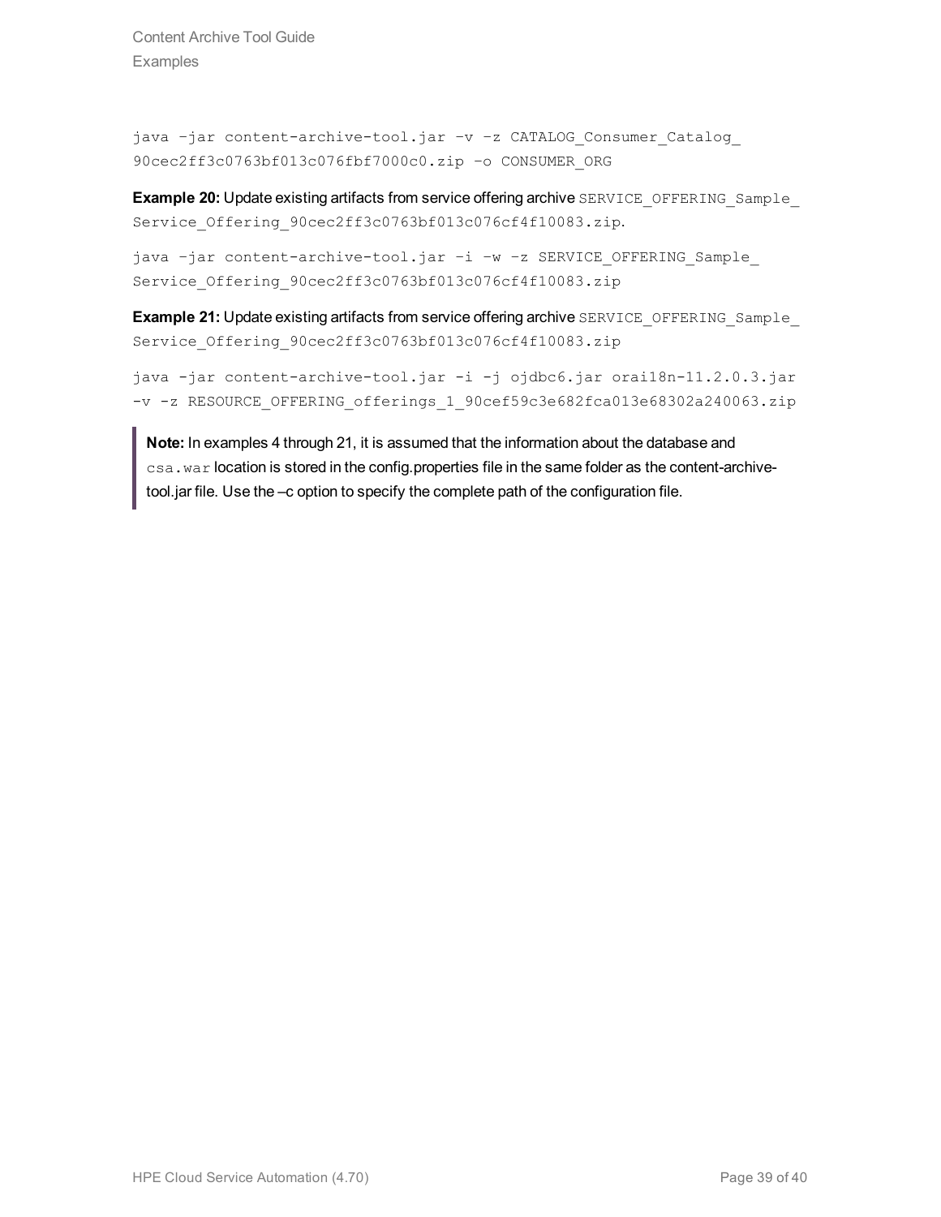```
java –jar content-archive-tool.jar –v –z CATALOG_Consumer_Catalog_
90cec2ff3c0763bf013c076fbf7000c0.zip –o CONSUMER_ORG
```

**Example 20:** Update existing artifacts from service offering archive `SERVICE_OFFERING_Sample_Service_Offering_90cec2ff3c0763bf013c076cf4f10083.zip`.

```
java –jar content-archive-tool.jar –i –w –z SERVICE_OFFERING_Sample_
Service_Offering_90cec2ff3c0763bf013c076cf4f10083.zip
```

**Example 21:** Update existing artifacts from service offering archive `SERVICE_OFFERING_Sample_Service_Offering_90cec2ff3c0763bf013c076cf4f10083.zip`

```
java -jar content-archive-tool.jar -i -j ojdbc6.jar orai18n-11.2.0.3.jar
-v -z RESOURCE_OFFERING_offerings_1_90cef59c3e682fca013e68302a240063.zip
```

> **Note:** In examples 4 through 21, it is assumed that the information about the database and `csa.war` location is stored in the config.properties file in the same folder as the content-archive-tool.jar file. Use the –c option to specify the complete path of the configuration file.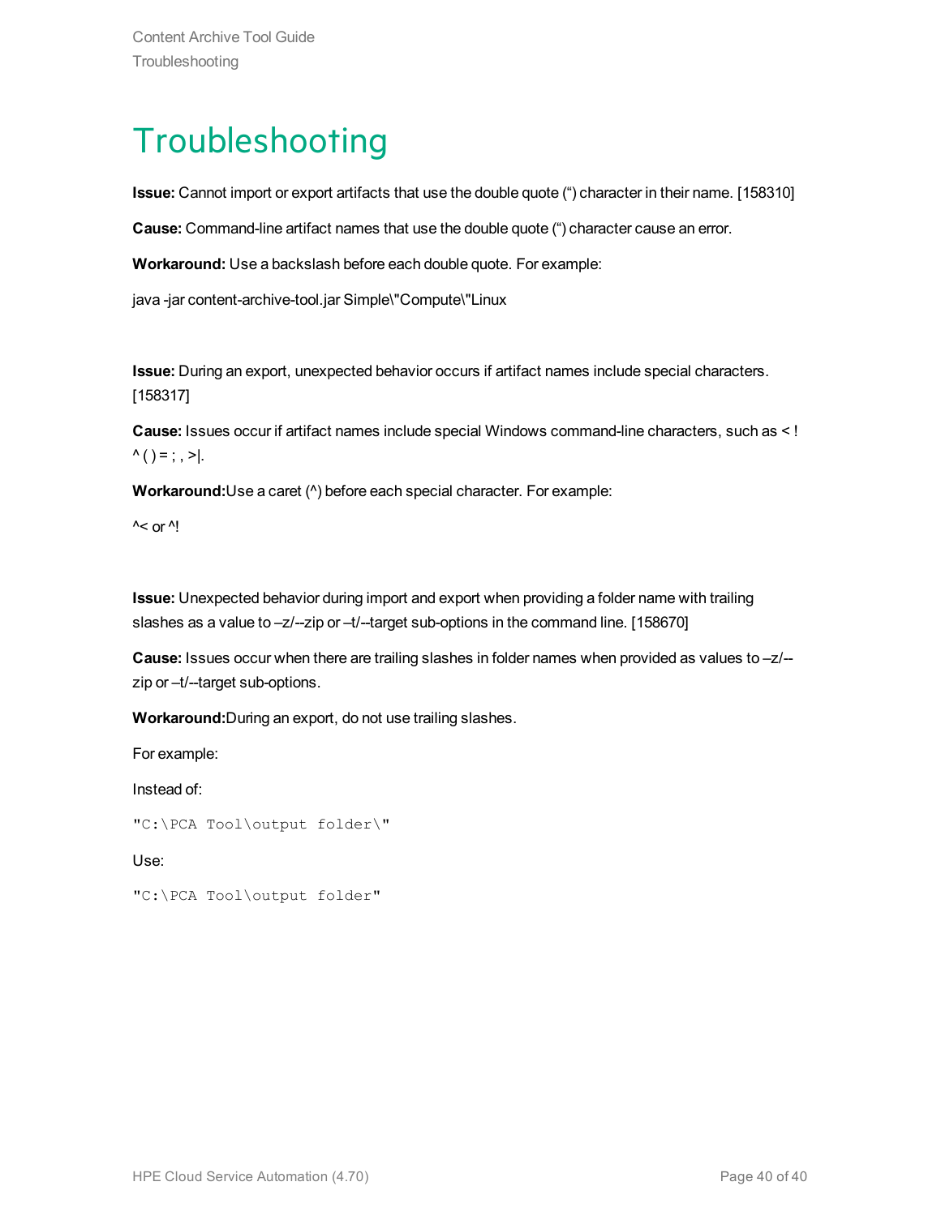# Troubleshooting

**Issue:** Cannot import or export artifacts that use the double quote (“) character in their name. [158310]

**Cause:** Command-line artifact names that use the double quote (“) character cause an error.

**Workaround:** Use a backslash before each double quote. For example:

java -jar content-archive-tool.jar Simple\"Compute\"Linux

**Issue:** During an export, unexpected behavior occurs if artifact names include special characters. [158317]

**Cause:** Issues occur if artifact names include special Windows command-line characters, such as < ! ^ ( ) = ; , >|.

**Workaround:**Use a caret (^) before each special character. For example:

^< or ^!

**Issue:** Unexpected behavior during import and export when providing a folder name with trailing slashes as a value to –z/--zip or –t/--target sub-options in the command line. [158670]

**Cause:** Issues occur when there are trailing slashes in folder names when provided as values to –z/--zip or –t/--target sub-options.

**Workaround:**During an export, do not use trailing slashes.

For example:

Instead of:

```
"C:\PCA Tool\output folder\"
```

Use:

```
"C:\PCA Tool\output folder"
```